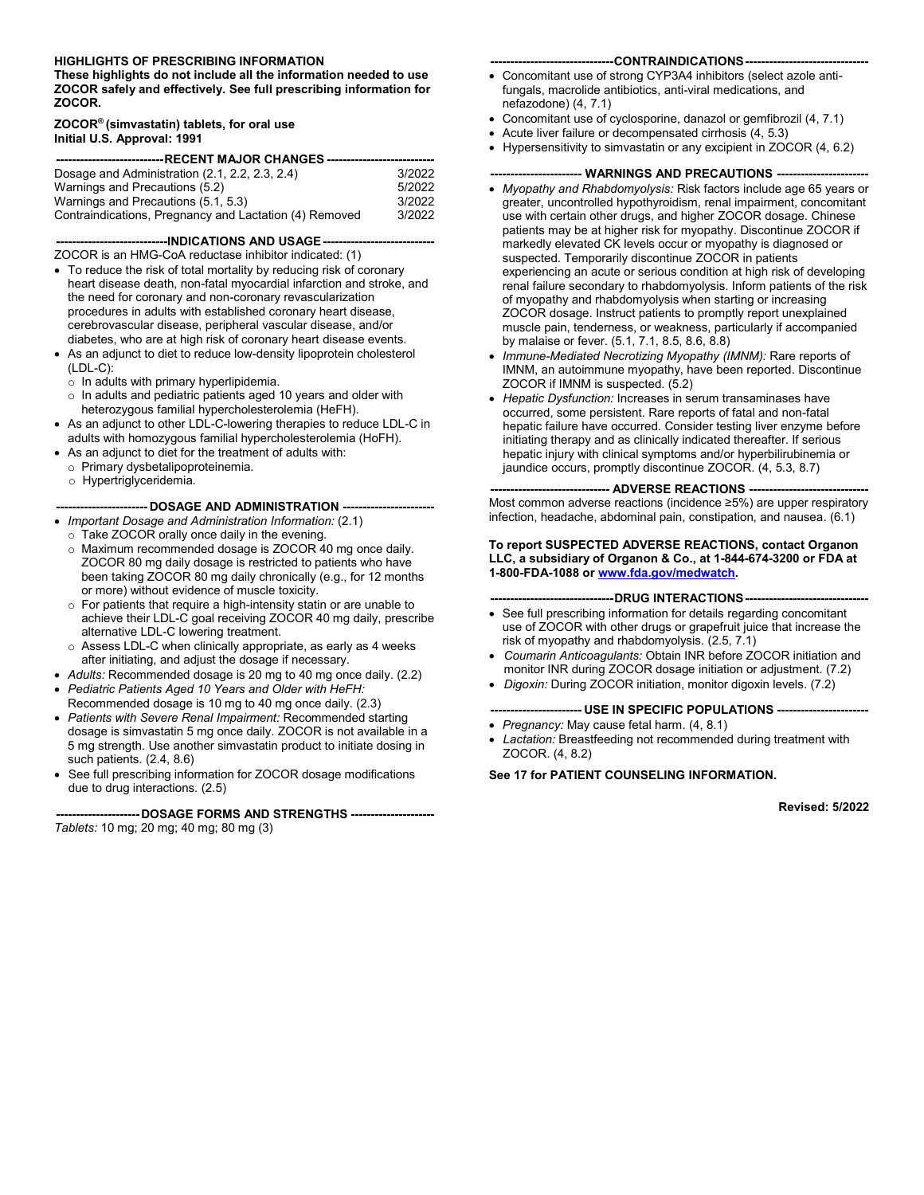**HIGHLIGHTS OF PRESCRIBING INFORMATION**
**These highlights do not include all the information needed to use ZOCOR safely and effectively. See full prescribing information for ZOCOR.**

**ZOCOR® (simvastatin) tablets, for oral use**
**Initial U.S. Approval: 1991**

## RECENT MAJOR CHANGES

| | |
|---|---|
| Dosage and Administration (2.1, 2.2, 2.3, 2.4) | 3/2022 |
| Warnings and Precautions (5.2) | 5/2022 |
| Warnings and Precautions (5.1, 5.3) | 3/2022 |
| Contraindications, Pregnancy and Lactation (4) Removed | 3/2022 |

## INDICATIONS AND USAGE

ZOCOR is an HMG-CoA reductase inhibitor indicated: (1)

- To reduce the risk of total mortality by reducing risk of coronary heart disease death, non-fatal myocardial infarction and stroke, and the need for coronary and non-coronary revascularization procedures in adults with established coronary heart disease, cerebrovascular disease, peripheral vascular disease, and/or diabetes, who are at high risk of coronary heart disease events.
- As an adjunct to diet to reduce low-density lipoprotein cholesterol (LDL-C):
  - In adults with primary hyperlipidemia.
  - In adults and pediatric patients aged 10 years and older with heterozygous familial hypercholesterolemia (HeFH).
- As an adjunct to other LDL-C-lowering therapies to reduce LDL-C in adults with homozygous familial hypercholesterolemia (HoFH).
- As an adjunct to diet for the treatment of adults with:
  - Primary dysbetalipoproteinemia.
  - Hypertriglyceridemia.

## DOSAGE AND ADMINISTRATION

- *Important Dosage and Administration Information:* (2.1)
  - Take ZOCOR orally once daily in the evening.
  - Maximum recommended dosage is ZOCOR 40 mg once daily. ZOCOR 80 mg daily dosage is restricted to patients who have been taking ZOCOR 80 mg daily chronically (e.g., for 12 months or more) without evidence of muscle toxicity.
  - For patients that require a high-intensity statin or are unable to achieve their LDL-C goal receiving ZOCOR 40 mg daily, prescribe alternative LDL-C lowering treatment.
  - Assess LDL-C when clinically appropriate, as early as 4 weeks after initiating, and adjust the dosage if necessary.
- *Adults:* Recommended dosage is 20 mg to 40 mg once daily. (2.2)
- *Pediatric Patients Aged 10 Years and Older with HeFH:* Recommended dosage is 10 mg to 40 mg once daily. (2.3)
- *Patients with Severe Renal Impairment:* Recommended starting dosage is simvastatin 5 mg once daily. ZOCOR is not available in a 5 mg strength. Use another simvastatin product to initiate dosing in such patients. (2.4, 8.6)
- See full prescribing information for ZOCOR dosage modifications due to drug interactions. (2.5)

## DOSAGE FORMS AND STRENGTHS

*Tablets:* 10 mg; 20 mg; 40 mg; 80 mg (3)

## CONTRAINDICATIONS

- Concomitant use of strong CYP3A4 inhibitors (select azole anti-fungals, macrolide antibiotics, anti-viral medications, and nefazodone) (4, 7.1)
- Concomitant use of cyclosporine, danazol or gemfibrozil (4, 7.1)
- Acute liver failure or decompensated cirrhosis (4, 5.3)
- Hypersensitivity to simvastatin or any excipient in ZOCOR (4, 6.2)

## WARNINGS AND PRECAUTIONS

- *Myopathy and Rhabdomyolysis:* Risk factors include age 65 years or greater, uncontrolled hypothyroidism, renal impairment, concomitant use with certain other drugs, and higher ZOCOR dosage. Chinese patients may be at higher risk for myopathy. Discontinue ZOCOR if markedly elevated CK levels occur or myopathy is diagnosed or suspected. Temporarily discontinue ZOCOR in patients experiencing an acute or serious condition at high risk of developing renal failure secondary to rhabdomyolysis. Inform patients of the risk of myopathy and rhabdomyolysis when starting or increasing ZOCOR dosage. Instruct patients to promptly report unexplained muscle pain, tenderness, or weakness, particularly if accompanied by malaise or fever. (5.1, 7.1, 8.5, 8.6, 8.8)
- *Immune-Mediated Necrotizing Myopathy (IMNM):* Rare reports of IMNM, an autoimmune myopathy, have been reported. Discontinue ZOCOR if IMNM is suspected. (5.2)
- *Hepatic Dysfunction:* Increases in serum transaminases have occurred, some persistent. Rare reports of fatal and non-fatal hepatic failure have occurred. Consider testing liver enzyme before initiating therapy and as clinically indicated thereafter. If serious hepatic injury with clinical symptoms and/or hyperbilirubinemia or jaundice occurs, promptly discontinue ZOCOR. (4, 5.3, 8.7)

## ADVERSE REACTIONS

Most common adverse reactions (incidence ≥5%) are upper respiratory infection, headache, abdominal pain, constipation, and nausea. (6.1)

**To report SUSPECTED ADVERSE REACTIONS, contact Organon LLC, a subsidiary of Organon & Co., at 1-844-674-3200 or FDA at 1-800-FDA-1088 or www.fda.gov/medwatch.**

## DRUG INTERACTIONS

- See full prescribing information for details regarding concomitant use of ZOCOR with other drugs or grapefruit juice that increase the risk of myopathy and rhabdomyolysis. (2.5, 7.1)
- *Coumarin Anticoagulants:* Obtain INR before ZOCOR initiation and monitor INR during ZOCOR dosage initiation or adjustment. (7.2)
- *Digoxin:* During ZOCOR initiation, monitor digoxin levels. (7.2)

## USE IN SPECIFIC POPULATIONS

- *Pregnancy:* May cause fetal harm. (4, 8.1)
- *Lactation:* Breastfeeding not recommended during treatment with ZOCOR. (4, 8.2)

**See 17 for PATIENT COUNSELING INFORMATION.**

**Revised: 5/2022**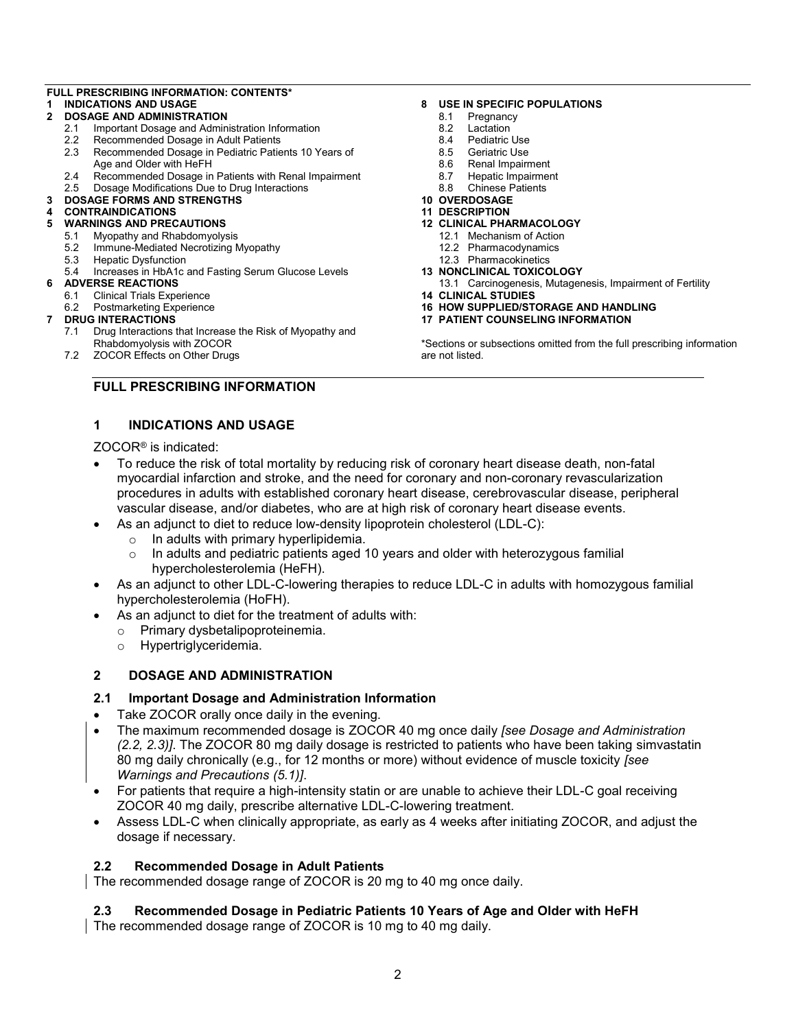**FULL PRESCRIBING INFORMATION: CONTENTS***

**1 INDICATIONS AND USAGE**

**2 DOSAGE AND ADMINISTRATION**
- 2.1 Important Dosage and Administration Information
- 2.2 Recommended Dosage in Adult Patients
- 2.3 Recommended Dosage in Pediatric Patients 10 Years of Age and Older with HeFH
- 2.4 Recommended Dosage in Patients with Renal Impairment
- 2.5 Dosage Modifications Due to Drug Interactions

**3 DOSAGE FORMS AND STRENGTHS**

**4 CONTRAINDICATIONS**

**5 WARNINGS AND PRECAUTIONS**
- 5.1 Myopathy and Rhabdomyolysis
- 5.2 Immune-Mediated Necrotizing Myopathy
- 5.3 Hepatic Dysfunction
- 5.4 Increases in HbA1c and Fasting Serum Glucose Levels

**6 ADVERSE REACTIONS**
- 6.1 Clinical Trials Experience
- 6.2 Postmarketing Experience

**7 DRUG INTERACTIONS**
- 7.1 Drug Interactions that Increase the Risk of Myopathy and Rhabdomyolysis with ZOCOR
- 7.2 ZOCOR Effects on Other Drugs

**8 USE IN SPECIFIC POPULATIONS**
- 8.1 Pregnancy
- 8.2 Lactation
- 8.4 Pediatric Use
- 8.5 Geriatric Use
- 8.6 Renal Impairment
- 8.7 Hepatic Impairment
- 8.8 Chinese Patients

**10 OVERDOSAGE**

**11 DESCRIPTION**

**12 CLINICAL PHARMACOLOGY**
- 12.1 Mechanism of Action
- 12.2 Pharmacodynamics
- 12.3 Pharmacokinetics

**13 NONCLINICAL TOXICOLOGY**
- 13.1 Carcinogenesis, Mutagenesis, Impairment of Fertility

**14 CLINICAL STUDIES**

**16 HOW SUPPLIED/STORAGE AND HANDLING**

**17 PATIENT COUNSELING INFORMATION**

*Sections or subsections omitted from the full prescribing information are not listed.

# FULL PRESCRIBING INFORMATION

## 1 INDICATIONS AND USAGE

ZOCOR® is indicated:

- To reduce the risk of total mortality by reducing risk of coronary heart disease death, non-fatal myocardial infarction and stroke, and the need for coronary and non-coronary revascularization procedures in adults with established coronary heart disease, cerebrovascular disease, peripheral vascular disease, and/or diabetes, who are at high risk of coronary heart disease events.
- As an adjunct to diet to reduce low-density lipoprotein cholesterol (LDL-C):
  - In adults with primary hyperlipidemia.
  - In adults and pediatric patients aged 10 years and older with heterozygous familial hypercholesterolemia (HeFH).
- As an adjunct to other LDL-C-lowering therapies to reduce LDL-C in adults with homozygous familial hypercholesterolemia (HoFH).
- As an adjunct to diet for the treatment of adults with:
  - Primary dysbetalipoproteinemia.
  - Hypertriglyceridemia.

## 2 DOSAGE AND ADMINISTRATION

### 2.1 Important Dosage and Administration Information

- Take ZOCOR orally once daily in the evening.
- The maximum recommended dosage is ZOCOR 40 mg once daily *[see Dosage and Administration (2.2, 2.3)]*. The ZOCOR 80 mg daily dosage is restricted to patients who have been taking simvastatin 80 mg daily chronically (e.g., for 12 months or more) without evidence of muscle toxicity *[see Warnings and Precautions (5.1)]*.
- For patients that require a high-intensity statin or are unable to achieve their LDL-C goal receiving ZOCOR 40 mg daily, prescribe alternative LDL-C-lowering treatment.
- Assess LDL-C when clinically appropriate, as early as 4 weeks after initiating ZOCOR, and adjust the dosage if necessary.

### 2.2 Recommended Dosage in Adult Patients

The recommended dosage range of ZOCOR is 20 mg to 40 mg once daily.

### 2.3 Recommended Dosage in Pediatric Patients 10 Years of Age and Older with HeFH

The recommended dosage range of ZOCOR is 10 mg to 40 mg daily.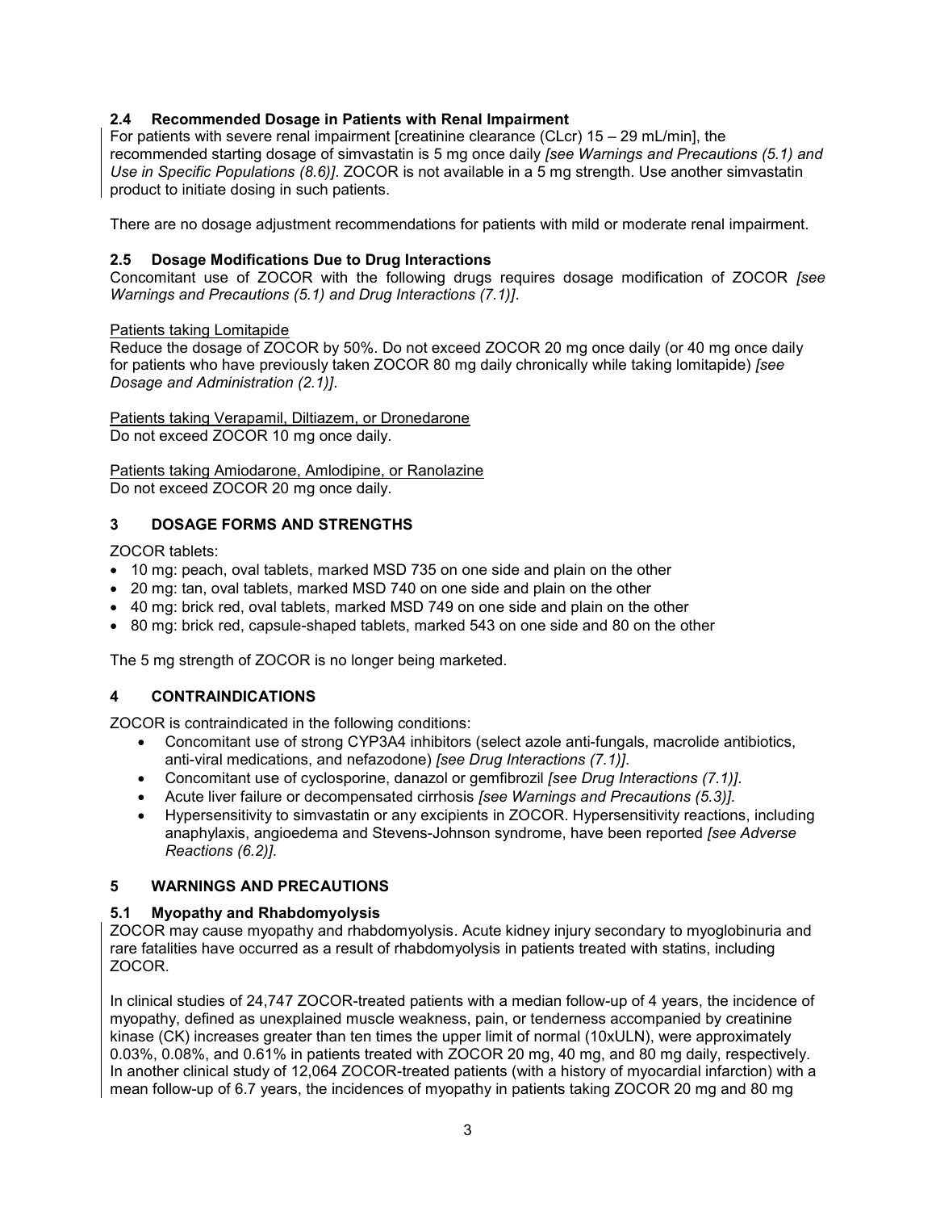### 2.4 Recommended Dosage in Patients with Renal Impairment

For patients with severe renal impairment [creatinine clearance (CLcr) 15 – 29 mL/min], the recommended starting dosage of simvastatin is 5 mg once daily *[see Warnings and Precautions (5.1) and Use in Specific Populations (8.6)]*. ZOCOR is not available in a 5 mg strength. Use another simvastatin product to initiate dosing in such patients.

There are no dosage adjustment recommendations for patients with mild or moderate renal impairment.

### 2.5 Dosage Modifications Due to Drug Interactions

Concomitant use of ZOCOR with the following drugs requires dosage modification of ZOCOR *[see Warnings and Precautions (5.1) and Drug Interactions (7.1)]*.

Patients taking Lomitapide

Reduce the dosage of ZOCOR by 50%. Do not exceed ZOCOR 20 mg once daily (or 40 mg once daily for patients who have previously taken ZOCOR 80 mg daily chronically while taking lomitapide) *[see Dosage and Administration (2.1)]*.

Patients taking Verapamil, Diltiazem, or Dronedarone

Do not exceed ZOCOR 10 mg once daily.

Patients taking Amiodarone, Amlodipine, or Ranolazine

Do not exceed ZOCOR 20 mg once daily.

## 3 DOSAGE FORMS AND STRENGTHS

ZOCOR tablets:

- 10 mg: peach, oval tablets, marked MSD 735 on one side and plain on the other
- 20 mg: tan, oval tablets, marked MSD 740 on one side and plain on the other
- 40 mg: brick red, oval tablets, marked MSD 749 on one side and plain on the other
- 80 mg: brick red, capsule-shaped tablets, marked 543 on one side and 80 on the other

The 5 mg strength of ZOCOR is no longer being marketed.

## 4 CONTRAINDICATIONS

ZOCOR is contraindicated in the following conditions:

- Concomitant use of strong CYP3A4 inhibitors (select azole anti-fungals, macrolide antibiotics, anti-viral medications, and nefazodone) *[see Drug Interactions (7.1)]*.
- Concomitant use of cyclosporine, danazol or gemfibrozil *[see Drug Interactions (7.1)]*.
- Acute liver failure or decompensated cirrhosis *[see Warnings and Precautions (5.3)]*.
- Hypersensitivity to simvastatin or any excipients in ZOCOR. Hypersensitivity reactions, including anaphylaxis, angioedema and Stevens-Johnson syndrome, have been reported *[see Adverse Reactions (6.2)]*.

## 5 WARNINGS AND PRECAUTIONS

### 5.1 Myopathy and Rhabdomyolysis

ZOCOR may cause myopathy and rhabdomyolysis. Acute kidney injury secondary to myoglobinuria and rare fatalities have occurred as a result of rhabdomyolysis in patients treated with statins, including ZOCOR.

In clinical studies of 24,747 ZOCOR-treated patients with a median follow-up of 4 years, the incidence of myopathy, defined as unexplained muscle weakness, pain, or tenderness accompanied by creatinine kinase (CK) increases greater than ten times the upper limit of normal (10xULN), were approximately 0.03%, 0.08%, and 0.61% in patients treated with ZOCOR 20 mg, 40 mg, and 80 mg daily, respectively. In another clinical study of 12,064 ZOCOR-treated patients (with a history of myocardial infarction) with a mean follow-up of 6.7 years, the incidences of myopathy in patients taking ZOCOR 20 mg and 80 mg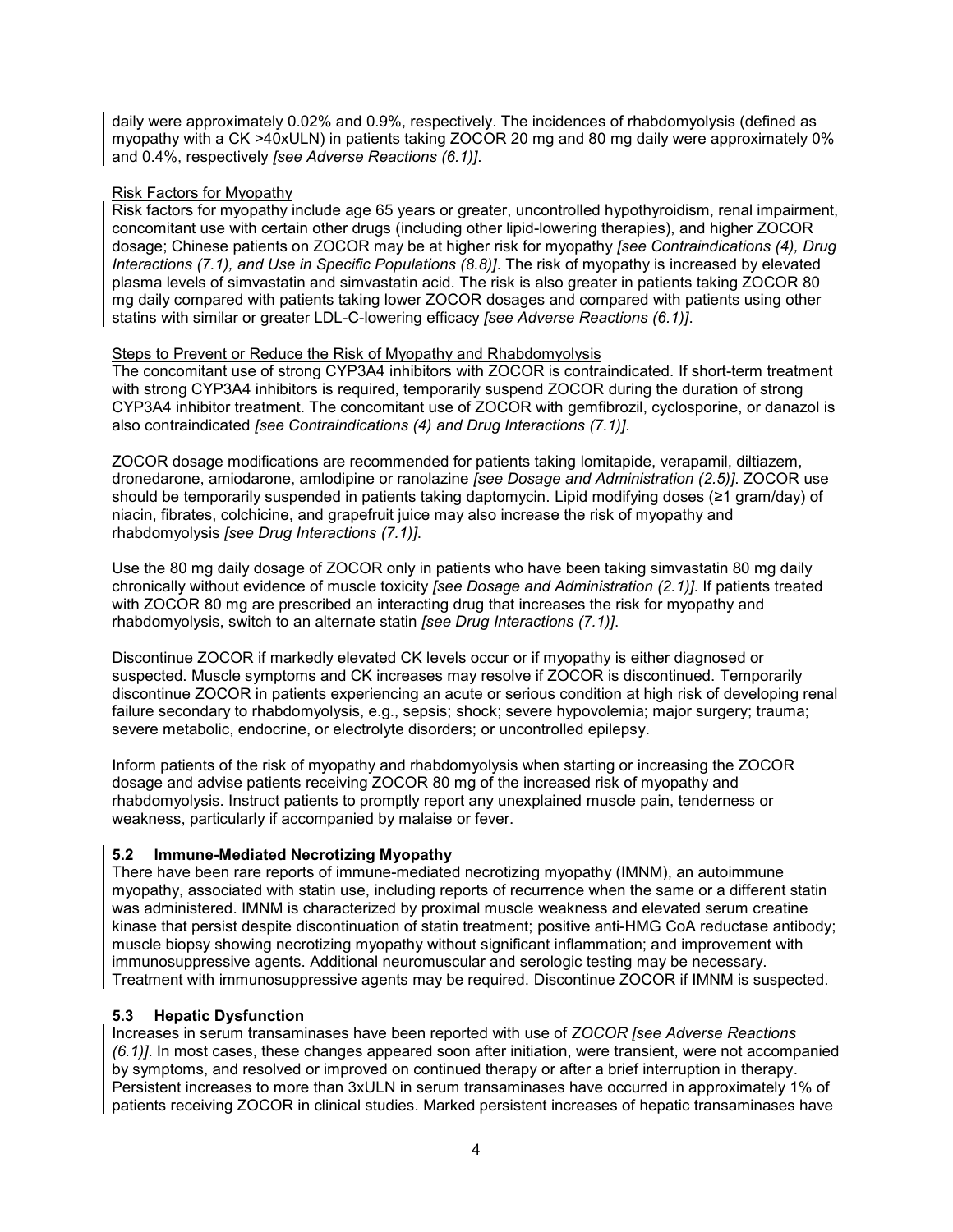daily were approximately 0.02% and 0.9%, respectively. The incidences of rhabdomyolysis (defined as myopathy with a CK >40xULN) in patients taking ZOCOR 20 mg and 80 mg daily were approximately 0% and 0.4%, respectively *[see Adverse Reactions (6.1)]*.

Risk Factors for Myopathy

Risk factors for myopathy include age 65 years or greater, uncontrolled hypothyroidism, renal impairment, concomitant use with certain other drugs (including other lipid-lowering therapies), and higher ZOCOR dosage; Chinese patients on ZOCOR may be at higher risk for myopathy *[see Contraindications (4), Drug Interactions (7.1), and Use in Specific Populations (8.8)]*. The risk of myopathy is increased by elevated plasma levels of simvastatin and simvastatin acid. The risk is also greater in patients taking ZOCOR 80 mg daily compared with patients taking lower ZOCOR dosages and compared with patients using other statins with similar or greater LDL-C-lowering efficacy *[see Adverse Reactions (6.1)]*.

Steps to Prevent or Reduce the Risk of Myopathy and Rhabdomyolysis

The concomitant use of strong CYP3A4 inhibitors with ZOCOR is contraindicated. If short-term treatment with strong CYP3A4 inhibitors is required, temporarily suspend ZOCOR during the duration of strong CYP3A4 inhibitor treatment. The concomitant use of ZOCOR with gemfibrozil, cyclosporine, or danazol is also contraindicated *[see Contraindications (4) and Drug Interactions (7.1)]*.

ZOCOR dosage modifications are recommended for patients taking lomitapide, verapamil, diltiazem, dronedarone, amiodarone, amlodipine or ranolazine *[see Dosage and Administration (2.5)]*. ZOCOR use should be temporarily suspended in patients taking daptomycin. Lipid modifying doses (≥1 gram/day) of niacin, fibrates, colchicine, and grapefruit juice may also increase the risk of myopathy and rhabdomyolysis *[see Drug Interactions (7.1)]*.

Use the 80 mg daily dosage of ZOCOR only in patients who have been taking simvastatin 80 mg daily chronically without evidence of muscle toxicity *[see Dosage and Administration (2.1)]*. If patients treated with ZOCOR 80 mg are prescribed an interacting drug that increases the risk for myopathy and rhabdomyolysis, switch to an alternate statin *[see Drug Interactions (7.1)]*.

Discontinue ZOCOR if markedly elevated CK levels occur or if myopathy is either diagnosed or suspected. Muscle symptoms and CK increases may resolve if ZOCOR is discontinued. Temporarily discontinue ZOCOR in patients experiencing an acute or serious condition at high risk of developing renal failure secondary to rhabdomyolysis, e.g., sepsis; shock; severe hypovolemia; major surgery; trauma; severe metabolic, endocrine, or electrolyte disorders; or uncontrolled epilepsy.

Inform patients of the risk of myopathy and rhabdomyolysis when starting or increasing the ZOCOR dosage and advise patients receiving ZOCOR 80 mg of the increased risk of myopathy and rhabdomyolysis. Instruct patients to promptly report any unexplained muscle pain, tenderness or weakness, particularly if accompanied by malaise or fever.

### 5.2 Immune-Mediated Necrotizing Myopathy

There have been rare reports of immune-mediated necrotizing myopathy (IMNM), an autoimmune myopathy, associated with statin use, including reports of recurrence when the same or a different statin was administered. IMNM is characterized by proximal muscle weakness and elevated serum creatine kinase that persist despite discontinuation of statin treatment; positive anti-HMG CoA reductase antibody; muscle biopsy showing necrotizing myopathy without significant inflammation; and improvement with immunosuppressive agents. Additional neuromuscular and serologic testing may be necessary. Treatment with immunosuppressive agents may be required. Discontinue ZOCOR if IMNM is suspected.

### 5.3 Hepatic Dysfunction

Increases in serum transaminases have been reported with use of *ZOCOR [see Adverse Reactions (6.1)]*. In most cases, these changes appeared soon after initiation, were transient, were not accompanied by symptoms, and resolved or improved on continued therapy or after a brief interruption in therapy. Persistent increases to more than 3xULN in serum transaminases have occurred in approximately 1% of patients receiving ZOCOR in clinical studies. Marked persistent increases of hepatic transaminases have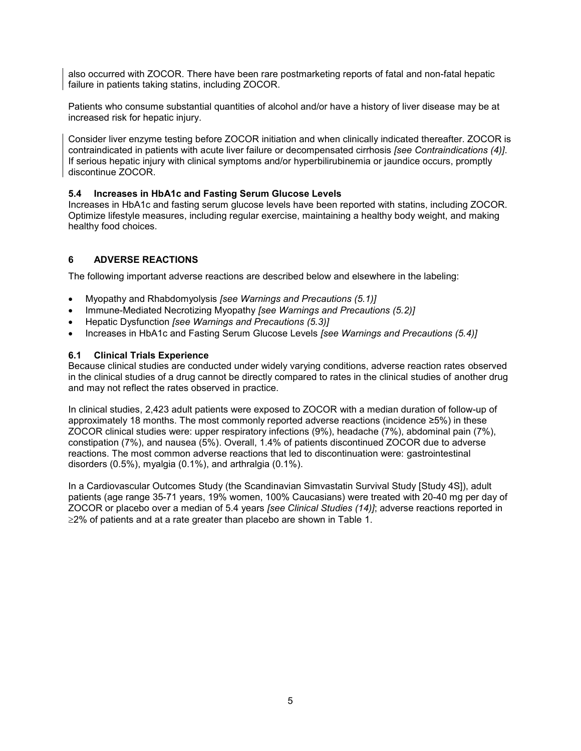also occurred with ZOCOR. There have been rare postmarketing reports of fatal and non-fatal hepatic failure in patients taking statins, including ZOCOR.

Patients who consume substantial quantities of alcohol and/or have a history of liver disease may be at increased risk for hepatic injury.

Consider liver enzyme testing before ZOCOR initiation and when clinically indicated thereafter. ZOCOR is contraindicated in patients with acute liver failure or decompensated cirrhosis *[see Contraindications (4)]*. If serious hepatic injury with clinical symptoms and/or hyperbilirubinemia or jaundice occurs, promptly discontinue ZOCOR.

### 5.4 Increases in HbA1c and Fasting Serum Glucose Levels

Increases in HbA1c and fasting serum glucose levels have been reported with statins, including ZOCOR. Optimize lifestyle measures, including regular exercise, maintaining a healthy body weight, and making healthy food choices.

## 6 ADVERSE REACTIONS

The following important adverse reactions are described below and elsewhere in the labeling:

- Myopathy and Rhabdomyolysis *[see Warnings and Precautions (5.1)]*
- Immune-Mediated Necrotizing Myopathy *[see Warnings and Precautions (5.2)]*
- Hepatic Dysfunction *[see Warnings and Precautions (5.3)]*
- Increases in HbA1c and Fasting Serum Glucose Levels *[see Warnings and Precautions (5.4)]*

### 6.1 Clinical Trials Experience

Because clinical studies are conducted under widely varying conditions, adverse reaction rates observed in the clinical studies of a drug cannot be directly compared to rates in the clinical studies of another drug and may not reflect the rates observed in practice.

In clinical studies, 2,423 adult patients were exposed to ZOCOR with a median duration of follow-up of approximately 18 months. The most commonly reported adverse reactions (incidence ≥5%) in these ZOCOR clinical studies were: upper respiratory infections (9%), headache (7%), abdominal pain (7%), constipation (7%), and nausea (5%). Overall, 1.4% of patients discontinued ZOCOR due to adverse reactions. The most common adverse reactions that led to discontinuation were: gastrointestinal disorders (0.5%), myalgia (0.1%), and arthralgia (0.1%).

In a Cardiovascular Outcomes Study (the Scandinavian Simvastatin Survival Study [Study 4S]), adult patients (age range 35-71 years, 19% women, 100% Caucasians) were treated with 20-40 mg per day of ZOCOR or placebo over a median of 5.4 years *[see Clinical Studies (14)]*; adverse reactions reported in ≥2% of patients and at a rate greater than placebo are shown in Table 1.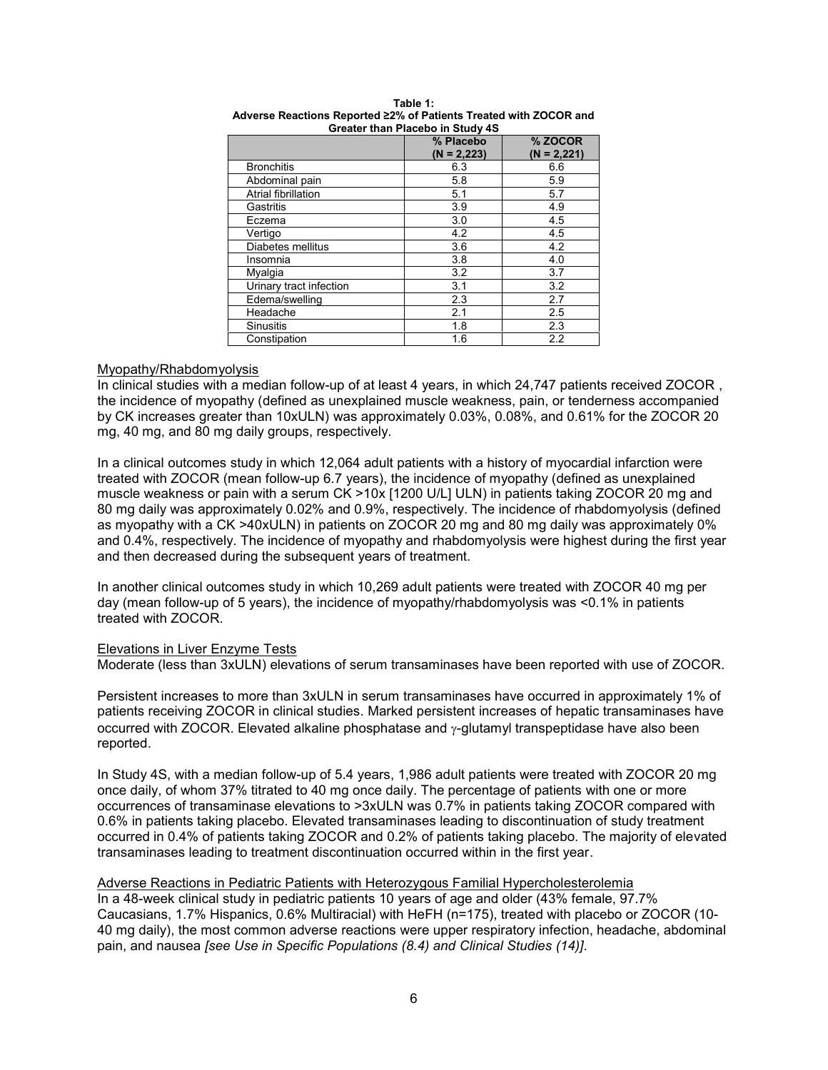**Table 1:**
**Adverse Reactions Reported ≥2% of Patients Treated with ZOCOR and Greater than Placebo in Study 4S**

| | % Placebo (N = 2,223) | % ZOCOR (N = 2,221) |
|---|---|---|
| Bronchitis | 6.3 | 6.6 |
| Abdominal pain | 5.8 | 5.9 |
| Atrial fibrillation | 5.1 | 5.7 |
| Gastritis | 3.9 | 4.9 |
| Eczema | 3.0 | 4.5 |
| Vertigo | 4.2 | 4.5 |
| Diabetes mellitus | 3.6 | 4.2 |
| Insomnia | 3.8 | 4.0 |
| Myalgia | 3.2 | 3.7 |
| Urinary tract infection | 3.1 | 3.2 |
| Edema/swelling | 2.3 | 2.7 |
| Headache | 2.1 | 2.5 |
| Sinusitis | 1.8 | 2.3 |
| Constipation | 1.6 | 2.2 |

Myopathy/Rhabdomyolysis

In clinical studies with a median follow-up of at least 4 years, in which 24,747 patients received ZOCOR , the incidence of myopathy (defined as unexplained muscle weakness, pain, or tenderness accompanied by CK increases greater than 10xULN) was approximately 0.03%, 0.08%, and 0.61% for the ZOCOR 20 mg, 40 mg, and 80 mg daily groups, respectively.

In a clinical outcomes study in which 12,064 adult patients with a history of myocardial infarction were treated with ZOCOR (mean follow-up 6.7 years), the incidence of myopathy (defined as unexplained muscle weakness or pain with a serum CK >10x [1200 U/L] ULN) in patients taking ZOCOR 20 mg and 80 mg daily was approximately 0.02% and 0.9%, respectively. The incidence of rhabdomyolysis (defined as myopathy with a CK >40xULN) in patients on ZOCOR 20 mg and 80 mg daily was approximately 0% and 0.4%, respectively. The incidence of myopathy and rhabdomyolysis were highest during the first year and then decreased during the subsequent years of treatment.

In another clinical outcomes study in which 10,269 adult patients were treated with ZOCOR 40 mg per day (mean follow-up of 5 years), the incidence of myopathy/rhabdomyolysis was <0.1% in patients treated with ZOCOR.

Elevations in Liver Enzyme Tests

Moderate (less than 3xULN) elevations of serum transaminases have been reported with use of ZOCOR.

Persistent increases to more than 3xULN in serum transaminases have occurred in approximately 1% of patients receiving ZOCOR in clinical studies. Marked persistent increases of hepatic transaminases have occurred with ZOCOR. Elevated alkaline phosphatase and $\gamma$-glutamyl transpeptidase have also been reported.

In Study 4S, with a median follow-up of 5.4 years, 1,986 adult patients were treated with ZOCOR 20 mg once daily, of whom 37% titrated to 40 mg once daily. The percentage of patients with one or more occurrences of transaminase elevations to >3xULN was 0.7% in patients taking ZOCOR compared with 0.6% in patients taking placebo. Elevated transaminases leading to discontinuation of study treatment occurred in 0.4% of patients taking ZOCOR and 0.2% of patients taking placebo. The majority of elevated transaminases leading to treatment discontinuation occurred within in the first year.

Adverse Reactions in Pediatric Patients with Heterozygous Familial Hypercholesterolemia

In a 48-week clinical study in pediatric patients 10 years of age and older (43% female, 97.7% Caucasians, 1.7% Hispanics, 0.6% Multiracial) with HeFH (n=175), treated with placebo or ZOCOR (10-40 mg daily), the most common adverse reactions were upper respiratory infection, headache, abdominal pain, and nausea *[see Use in Specific Populations (8.4) and Clinical Studies (14)]*.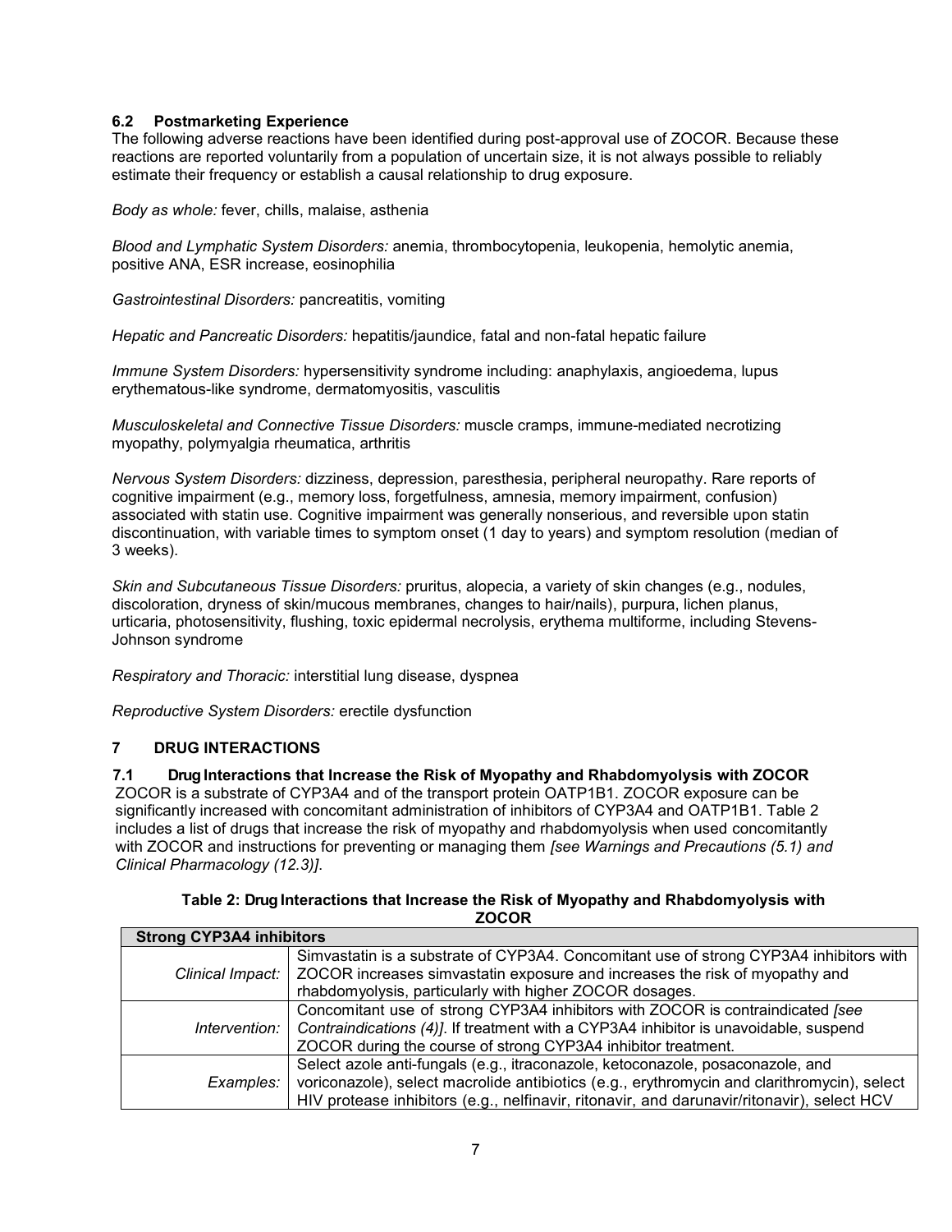### 6.2 Postmarketing Experience

The following adverse reactions have been identified during post-approval use of ZOCOR. Because these reactions are reported voluntarily from a population of uncertain size, it is not always possible to reliably estimate their frequency or establish a causal relationship to drug exposure.

*Body as whole:* fever, chills, malaise, asthenia

*Blood and Lymphatic System Disorders:* anemia, thrombocytopenia, leukopenia, hemolytic anemia, positive ANA, ESR increase, eosinophilia

*Gastrointestinal Disorders:* pancreatitis, vomiting

*Hepatic and Pancreatic Disorders:* hepatitis/jaundice, fatal and non-fatal hepatic failure

*Immune System Disorders:* hypersensitivity syndrome including: anaphylaxis, angioedema, lupus erythematous-like syndrome, dermatomyositis, vasculitis

*Musculoskeletal and Connective Tissue Disorders:* muscle cramps, immune-mediated necrotizing myopathy, polymyalgia rheumatica, arthritis

*Nervous System Disorders:* dizziness, depression, paresthesia, peripheral neuropathy. Rare reports of cognitive impairment (e.g., memory loss, forgetfulness, amnesia, memory impairment, confusion) associated with statin use. Cognitive impairment was generally nonserious, and reversible upon statin discontinuation, with variable times to symptom onset (1 day to years) and symptom resolution (median of 3 weeks).

*Skin and Subcutaneous Tissue Disorders:* pruritus, alopecia, a variety of skin changes (e.g., nodules, discoloration, dryness of skin/mucous membranes, changes to hair/nails), purpura, lichen planus, urticaria, photosensitivity, flushing, toxic epidermal necrolysis, erythema multiforme, including Stevens-Johnson syndrome

*Respiratory and Thoracic:* interstitial lung disease, dyspnea

*Reproductive System Disorders:* erectile dysfunction

## 7 DRUG INTERACTIONS

### 7.1 Drug Interactions that Increase the Risk of Myopathy and Rhabdomyolysis with ZOCOR

ZOCOR is a substrate of CYP3A4 and of the transport protein OATP1B1. ZOCOR exposure can be significantly increased with concomitant administration of inhibitors of CYP3A4 and OATP1B1. Table 2 includes a list of drugs that increase the risk of myopathy and rhabdomyolysis when used concomitantly with ZOCOR and instructions for preventing or managing them *[see Warnings and Precautions (5.1) and Clinical Pharmacology (12.3)]*.

**Table 2: Drug Interactions that Increase the Risk of Myopathy and Rhabdomyolysis with ZOCOR**

| **Strong CYP3A4 inhibitors** | |
|---|---|
| *Clinical Impact:* | Simvastatin is a substrate of CYP3A4. Concomitant use of strong CYP3A4 inhibitors with ZOCOR increases simvastatin exposure and increases the risk of myopathy and rhabdomyolysis, particularly with higher ZOCOR dosages. |
| *Intervention:* | Concomitant use of strong CYP3A4 inhibitors with ZOCOR is contraindicated *[see Contraindications (4)]*. If treatment with a CYP3A4 inhibitor is unavoidable, suspend ZOCOR during the course of strong CYP3A4 inhibitor treatment. |
| *Examples:* | Select azole anti-fungals (e.g., itraconazole, ketoconazole, posaconazole, and voriconazole), select macrolide antibiotics (e.g., erythromycin and clarithromycin), select HIV protease inhibitors (e.g., nelfinavir, ritonavir, and darunavir/ritonavir), select HCV |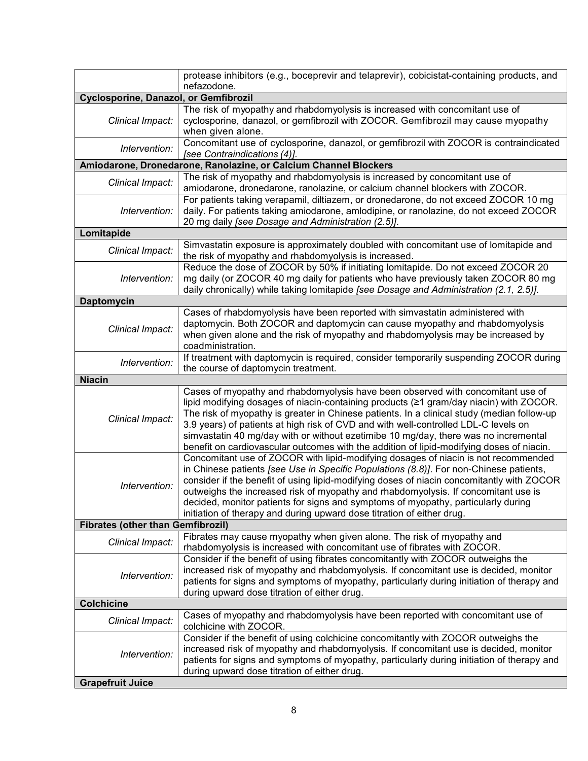| | |
|---|---|
| | protease inhibitors (e.g., boceprevir and telaprevir), cobicistat-containing products, and nefazodone. |
| **Cyclosporine, Danazol, or Gemfibrozil** | |
| *Clinical Impact:* | The risk of myopathy and rhabdomyolysis is increased with concomitant use of cyclosporine, danazol, or gemfibrozil with ZOCOR. Gemfibrozil may cause myopathy when given alone. |
| *Intervention:* | Concomitant use of cyclosporine, danazol, or gemfibrozil with ZOCOR is contraindicated *[see Contraindications (4)]*. |
| **Amiodarone, Dronedarone, Ranolazine, or Calcium Channel Blockers** | |
| *Clinical Impact:* | The risk of myopathy and rhabdomyolysis is increased by concomitant use of amiodarone, dronedarone, ranolazine, or calcium channel blockers with ZOCOR. |
| *Intervention:* | For patients taking verapamil, diltiazem, or dronedarone, do not exceed ZOCOR 10 mg daily. For patients taking amiodarone, amlodipine, or ranolazine, do not exceed ZOCOR 20 mg daily *[see Dosage and Administration (2.5)]*. |
| **Lomitapide** | |
| *Clinical Impact:* | Simvastatin exposure is approximately doubled with concomitant use of lomitapide and the risk of myopathy and rhabdomyolysis is increased. |
| *Intervention:* | Reduce the dose of ZOCOR by 50% if initiating lomitapide. Do not exceed ZOCOR 20 mg daily (or ZOCOR 40 mg daily for patients who have previously taken ZOCOR 80 mg daily chronically) while taking lomitapide *[see Dosage and Administration (2.1, 2.5)]*. |
| **Daptomycin** | |
| *Clinical Impact:* | Cases of rhabdomyolysis have been reported with simvastatin administered with daptomycin. Both ZOCOR and daptomycin can cause myopathy and rhabdomyolysis when given alone and the risk of myopathy and rhabdomyolysis may be increased by coadministration. |
| *Intervention:* | If treatment with daptomycin is required, consider temporarily suspending ZOCOR during the course of daptomycin treatment. |
| **Niacin** | |
| *Clinical Impact:* | Cases of myopathy and rhabdomyolysis have been observed with concomitant use of lipid modifying dosages of niacin-containing products (≥1 gram/day niacin) with ZOCOR. The risk of myopathy is greater in Chinese patients. In a clinical study (median follow-up 3.9 years) of patients at high risk of CVD and with well-controlled LDL-C levels on simvastatin 40 mg/day with or without ezetimibe 10 mg/day, there was no incremental benefit on cardiovascular outcomes with the addition of lipid-modifying doses of niacin. |
| *Intervention:* | Concomitant use of ZOCOR with lipid-modifying dosages of niacin is not recommended in Chinese patients *[see Use in Specific Populations (8.8)]*. For non-Chinese patients, consider if the benefit of using lipid-modifying doses of niacin concomitantly with ZOCOR outweighs the increased risk of myopathy and rhabdomyolysis. If concomitant use is decided, monitor patients for signs and symptoms of myopathy, particularly during initiation of therapy and during upward dose titration of either drug. |
| **Fibrates (other than Gemfibrozil)** | |
| *Clinical Impact:* | Fibrates may cause myopathy when given alone. The risk of myopathy and rhabdomyolysis is increased with concomitant use of fibrates with ZOCOR. |
| *Intervention:* | Consider if the benefit of using fibrates concomitantly with ZOCOR outweighs the increased risk of myopathy and rhabdomyolysis. If concomitant use is decided, monitor patients for signs and symptoms of myopathy, particularly during initiation of therapy and during upward dose titration of either drug. |
| **Colchicine** | |
| *Clinical Impact:* | Cases of myopathy and rhabdomyolysis have been reported with concomitant use of colchicine with ZOCOR. |
| *Intervention:* | Consider if the benefit of using colchicine concomitantly with ZOCOR outweighs the increased risk of myopathy and rhabdomyolysis. If concomitant use is decided, monitor patients for signs and symptoms of myopathy, particularly during initiation of therapy and during upward dose titration of either drug. |
| **Grapefruit Juice** | |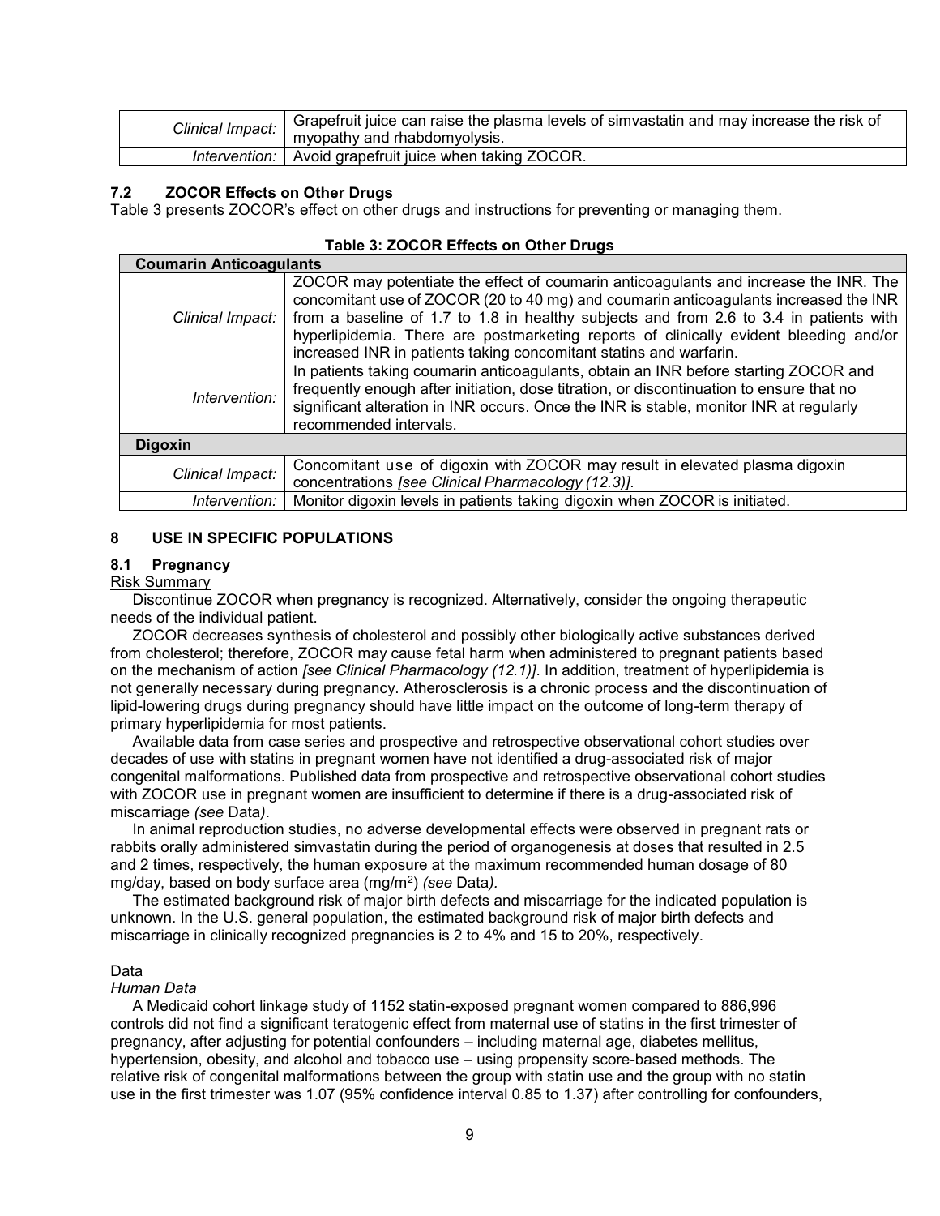| | |
|---|---|
| *Clinical Impact:* | Grapefruit juice can raise the plasma levels of simvastatin and may increase the risk of myopathy and rhabdomyolysis. |
| *Intervention:* | Avoid grapefruit juice when taking ZOCOR. |

### 7.2 ZOCOR Effects on Other Drugs

Table 3 presents ZOCOR's effect on other drugs and instructions for preventing or managing them.

**Table 3: ZOCOR Effects on Other Drugs**

| **Coumarin Anticoagulants** | |
|---|---|
| *Clinical Impact:* | ZOCOR may potentiate the effect of coumarin anticoagulants and increase the INR. The concomitant use of ZOCOR (20 to 40 mg) and coumarin anticoagulants increased the INR from a baseline of 1.7 to 1.8 in healthy subjects and from 2.6 to 3.4 in patients with hyperlipidemia. There are postmarketing reports of clinically evident bleeding and/or increased INR in patients taking concomitant statins and warfarin. |
| *Intervention:* | In patients taking coumarin anticoagulants, obtain an INR before starting ZOCOR and frequently enough after initiation, dose titration, or discontinuation to ensure that no significant alteration in INR occurs. Once the INR is stable, monitor INR at regularly recommended intervals. |
| **Digoxin** | |
| *Clinical Impact:* | Concomitant use of digoxin with ZOCOR may result in elevated plasma digoxin concentrations *[see Clinical Pharmacology (12.3)]*. |
| *Intervention:* | Monitor digoxin levels in patients taking digoxin when ZOCOR is initiated. |

## 8 USE IN SPECIFIC POPULATIONS

### 8.1 Pregnancy

Risk Summary

Discontinue ZOCOR when pregnancy is recognized. Alternatively, consider the ongoing therapeutic needs of the individual patient.

ZOCOR decreases synthesis of cholesterol and possibly other biologically active substances derived from cholesterol; therefore, ZOCOR may cause fetal harm when administered to pregnant patients based on the mechanism of action *[see Clinical Pharmacology (12.1)]*. In addition, treatment of hyperlipidemia is not generally necessary during pregnancy. Atherosclerosis is a chronic process and the discontinuation of lipid-lowering drugs during pregnancy should have little impact on the outcome of long-term therapy of primary hyperlipidemia for most patients.

Available data from case series and prospective and retrospective observational cohort studies over decades of use with statins in pregnant women have not identified a drug-associated risk of major congenital malformations. Published data from prospective and retrospective observational cohort studies with ZOCOR use in pregnant women are insufficient to determine if there is a drug-associated risk of miscarriage *(see* Data*)*.

In animal reproduction studies, no adverse developmental effects were observed in pregnant rats or rabbits orally administered simvastatin during the period of organogenesis at doses that resulted in 2.5 and 2 times, respectively, the human exposure at the maximum recommended human dosage of 80 mg/day, based on body surface area ($mg/m^2$) *(see* Data*)*.

The estimated background risk of major birth defects and miscarriage for the indicated population is unknown. In the U.S. general population, the estimated background risk of major birth defects and miscarriage in clinically recognized pregnancies is 2 to 4% and 15 to 20%, respectively.

Data

*Human Data*

A Medicaid cohort linkage study of 1152 statin-exposed pregnant women compared to 886,996 controls did not find a significant teratogenic effect from maternal use of statins in the first trimester of pregnancy, after adjusting for potential confounders – including maternal age, diabetes mellitus, hypertension, obesity, and alcohol and tobacco use – using propensity score-based methods. The relative risk of congenital malformations between the group with statin use and the group with no statin use in the first trimester was 1.07 (95% confidence interval 0.85 to 1.37) after controlling for confounders,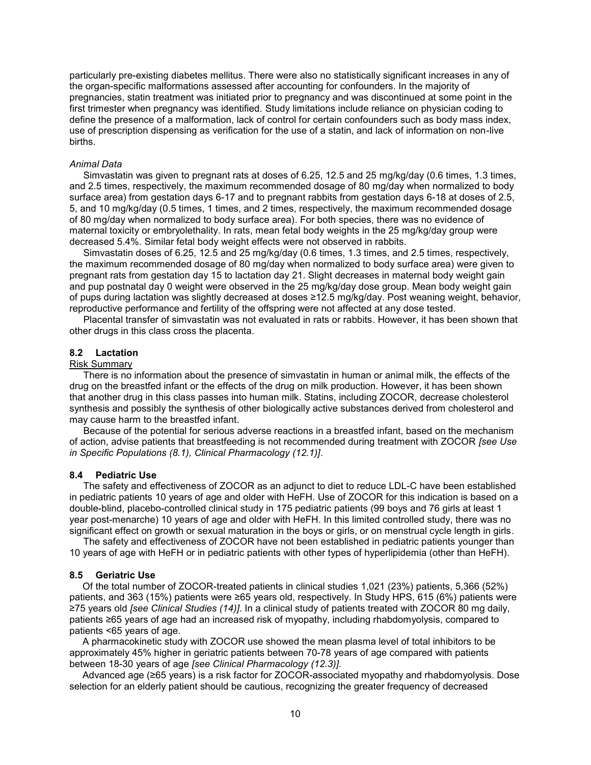particularly pre-existing diabetes mellitus. There were also no statistically significant increases in any of the organ-specific malformations assessed after accounting for confounders. In the majority of pregnancies, statin treatment was initiated prior to pregnancy and was discontinued at some point in the first trimester when pregnancy was identified. Study limitations include reliance on physician coding to define the presence of a malformation, lack of control for certain confounders such as body mass index, use of prescription dispensing as verification for the use of a statin, and lack of information on non-live births.

*Animal Data*

Simvastatin was given to pregnant rats at doses of 6.25, 12.5 and 25 mg/kg/day (0.6 times, 1.3 times, and 2.5 times, respectively, the maximum recommended dosage of 80 mg/day when normalized to body surface area) from gestation days 6-17 and to pregnant rabbits from gestation days 6-18 at doses of 2.5, 5, and 10 mg/kg/day (0.5 times, 1 times, and 2 times, respectively, the maximum recommended dosage of 80 mg/day when normalized to body surface area). For both species, there was no evidence of maternal toxicity or embryolethality. In rats, mean fetal body weights in the 25 mg/kg/day group were decreased 5.4%. Similar fetal body weight effects were not observed in rabbits.

Simvastatin doses of 6.25, 12.5 and 25 mg/kg/day (0.6 times, 1.3 times, and 2.5 times, respectively, the maximum recommended dosage of 80 mg/day when normalized to body surface area) were given to pregnant rats from gestation day 15 to lactation day 21. Slight decreases in maternal body weight gain and pup postnatal day 0 weight were observed in the 25 mg/kg/day dose group. Mean body weight gain of pups during lactation was slightly decreased at doses ≥12.5 mg/kg/day. Post weaning weight, behavior, reproductive performance and fertility of the offspring were not affected at any dose tested.

Placental transfer of simvastatin was not evaluated in rats or rabbits. However, it has been shown that other drugs in this class cross the placenta.

### 8.2 Lactation

Risk Summary

There is no information about the presence of simvastatin in human or animal milk, the effects of the drug on the breastfed infant or the effects of the drug on milk production. However, it has been shown that another drug in this class passes into human milk. Statins, including ZOCOR, decrease cholesterol synthesis and possibly the synthesis of other biologically active substances derived from cholesterol and may cause harm to the breastfed infant.

Because of the potential for serious adverse reactions in a breastfed infant, based on the mechanism of action, advise patients that breastfeeding is not recommended during treatment with ZOCOR *[see Use in Specific Populations (8.1), Clinical Pharmacology (12.1)]*.

### 8.4 Pediatric Use

The safety and effectiveness of ZOCOR as an adjunct to diet to reduce LDL-C have been established in pediatric patients 10 years of age and older with HeFH. Use of ZOCOR for this indication is based on a double-blind, placebo-controlled clinical study in 175 pediatric patients (99 boys and 76 girls at least 1 year post-menarche) 10 years of age and older with HeFH. In this limited controlled study, there was no significant effect on growth or sexual maturation in the boys or girls, or on menstrual cycle length in girls.

The safety and effectiveness of ZOCOR have not been established in pediatric patients younger than 10 years of age with HeFH or in pediatric patients with other types of hyperlipidemia (other than HeFH).

### 8.5 Geriatric Use

Of the total number of ZOCOR-treated patients in clinical studies 1,021 (23%) patients, 5,366 (52%) patients, and 363 (15%) patients were ≥65 years old, respectively. In Study HPS, 615 (6%) patients were ≥75 years old *[see Clinical Studies (14)]*. In a clinical study of patients treated with ZOCOR 80 mg daily, patients ≥65 years of age had an increased risk of myopathy, including rhabdomyolysis, compared to patients <65 years of age.

A pharmacokinetic study with ZOCOR use showed the mean plasma level of total inhibitors to be approximately 45% higher in geriatric patients between 70-78 years of age compared with patients between 18-30 years of age *[see Clinical Pharmacology (12.3)]*.

Advanced age (≥65 years) is a risk factor for ZOCOR-associated myopathy and rhabdomyolysis. Dose selection for an elderly patient should be cautious, recognizing the greater frequency of decreased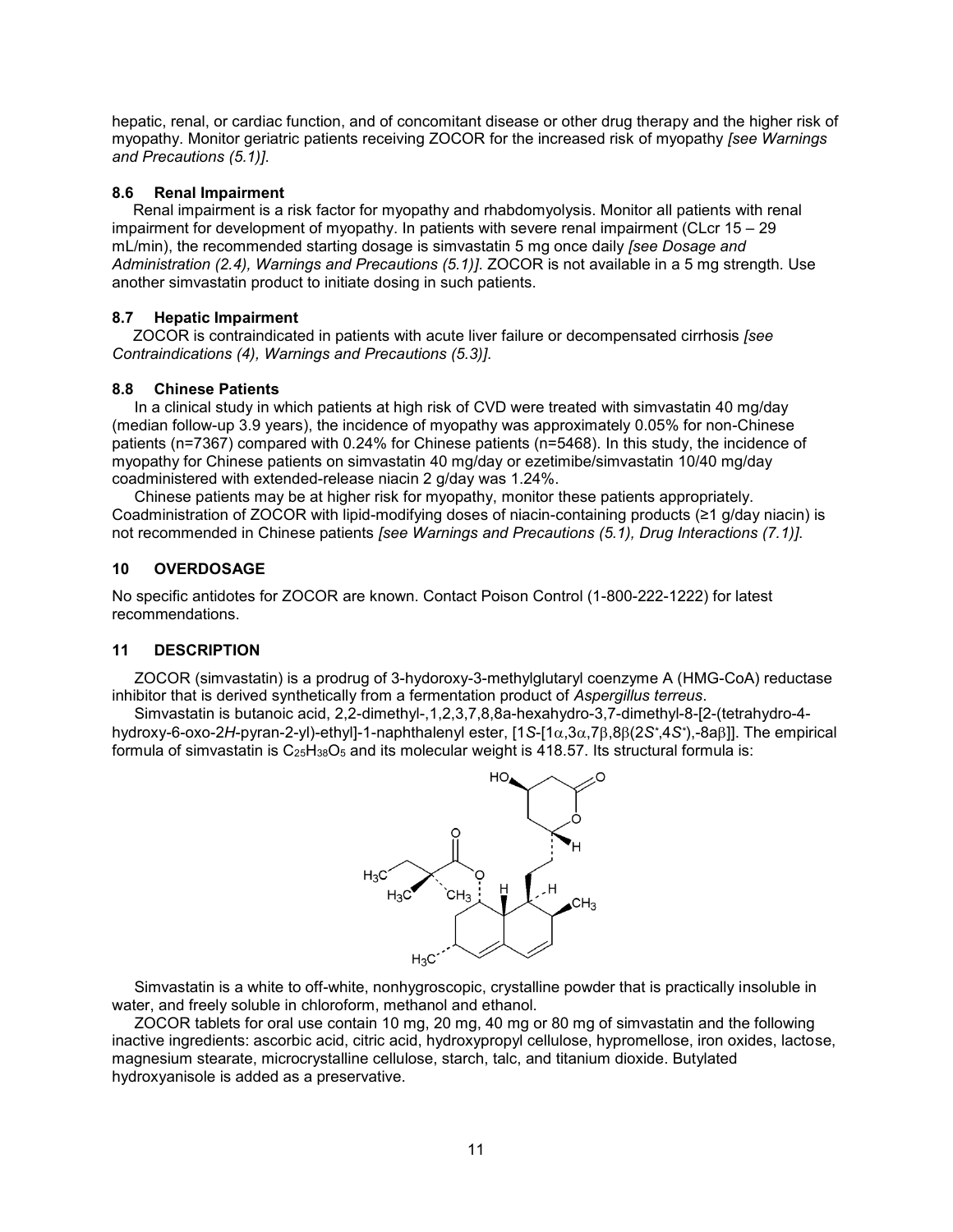hepatic, renal, or cardiac function, and of concomitant disease or other drug therapy and the higher risk of myopathy. Monitor geriatric patients receiving ZOCOR for the increased risk of myopathy *[see Warnings and Precautions (5.1)]*.

### 8.6 Renal Impairment

Renal impairment is a risk factor for myopathy and rhabdomyolysis. Monitor all patients with renal impairment for development of myopathy. In patients with severe renal impairment (CLcr 15 – 29 mL/min), the recommended starting dosage is simvastatin 5 mg once daily *[see Dosage and Administration (2.4), Warnings and Precautions (5.1)]*. ZOCOR is not available in a 5 mg strength. Use another simvastatin product to initiate dosing in such patients.

### 8.7 Hepatic Impairment

ZOCOR is contraindicated in patients with acute liver failure or decompensated cirrhosis *[see Contraindications (4), Warnings and Precautions (5.3)]*.

### 8.8 Chinese Patients

In a clinical study in which patients at high risk of CVD were treated with simvastatin 40 mg/day (median follow-up 3.9 years), the incidence of myopathy was approximately 0.05% for non-Chinese patients (n=7367) compared with 0.24% for Chinese patients (n=5468). In this study, the incidence of myopathy for Chinese patients on simvastatin 40 mg/day or ezetimibe/simvastatin 10/40 mg/day coadministered with extended-release niacin 2 g/day was 1.24%.

Chinese patients may be at higher risk for myopathy, monitor these patients appropriately. Coadministration of ZOCOR with lipid-modifying doses of niacin-containing products (≥1 g/day niacin) is not recommended in Chinese patients *[see Warnings and Precautions (5.1), Drug Interactions (7.1)]*.

## 10 OVERDOSAGE

No specific antidotes for ZOCOR are known. Contact Poison Control (1-800-222-1222) for latest recommendations.

## 11 DESCRIPTION

ZOCOR (simvastatin) is a prodrug of 3-hydoroxy-3-methylglutaryl coenzyme A (HMG-CoA) reductase inhibitor that is derived synthetically from a fermentation product of *Aspergillus terreus*.

Simvastatin is butanoic acid, 2,2-dimethyl-,1,2,3,7,8,8a-hexahydro-3,7-dimethyl-8-[2-(tetrahydro-4-hydroxy-6-oxo-2*H*-pyran-2-yl)-ethyl]-1-naphthalenyl ester, [1*S*-[1α,3α,7β,8β(2*S*\*,4*S*\*),-8aβ]]. The empirical formula of simvastatin is $C_{25}H_{38}O_5$ and its molecular weight is 418.57. Its structural formula is:

Simvastatin is a white to off-white, nonhygroscopic, crystalline powder that is practically insoluble in water, and freely soluble in chloroform, methanol and ethanol.

ZOCOR tablets for oral use contain 10 mg, 20 mg, 40 mg or 80 mg of simvastatin and the following inactive ingredients: ascorbic acid, citric acid, hydroxypropyl cellulose, hypromellose, iron oxides, lactose, magnesium stearate, microcrystalline cellulose, starch, talc, and titanium dioxide. Butylated hydroxyanisole is added as a preservative.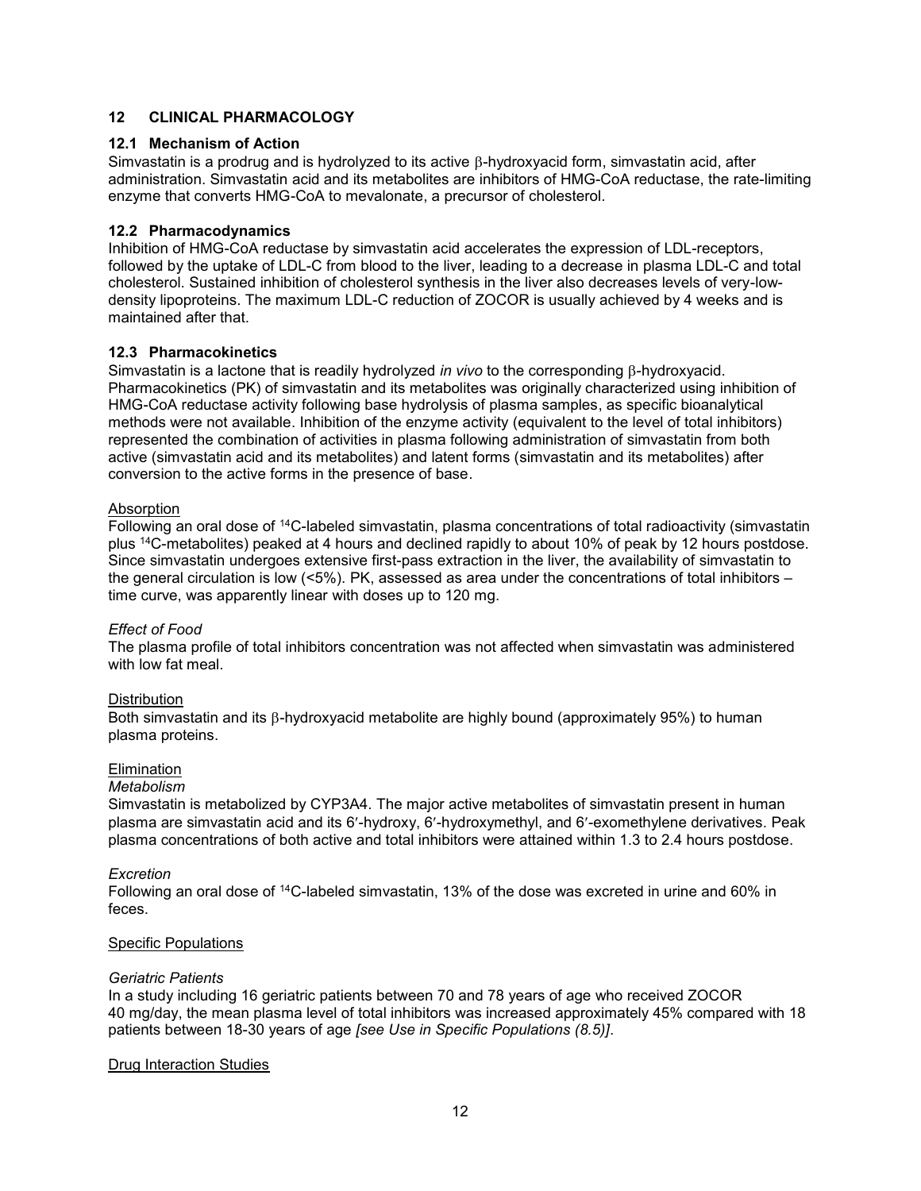## 12 CLINICAL PHARMACOLOGY

### 12.1 Mechanism of Action

Simvastatin is a prodrug and is hydrolyzed to its active β-hydroxyacid form, simvastatin acid, after administration. Simvastatin acid and its metabolites are inhibitors of HMG-CoA reductase, the rate-limiting enzyme that converts HMG-CoA to mevalonate, a precursor of cholesterol.

### 12.2 Pharmacodynamics

Inhibition of HMG-CoA reductase by simvastatin acid accelerates the expression of LDL-receptors, followed by the uptake of LDL-C from blood to the liver, leading to a decrease in plasma LDL-C and total cholesterol. Sustained inhibition of cholesterol synthesis in the liver also decreases levels of very-low-density lipoproteins. The maximum LDL-C reduction of ZOCOR is usually achieved by 4 weeks and is maintained after that.

### 12.3 Pharmacokinetics

Simvastatin is a lactone that is readily hydrolyzed *in vivo* to the corresponding β-hydroxyacid. Pharmacokinetics (PK) of simvastatin and its metabolites was originally characterized using inhibition of HMG-CoA reductase activity following base hydrolysis of plasma samples, as specific bioanalytical methods were not available. Inhibition of the enzyme activity (equivalent to the level of total inhibitors) represented the combination of activities in plasma following administration of simvastatin from both active (simvastatin acid and its metabolites) and latent forms (simvastatin and its metabolites) after conversion to the active forms in the presence of base.

<u>Absorption</u>

Following an oral dose of $^{14}$C-labeled simvastatin, plasma concentrations of total radioactivity (simvastatin plus $^{14}$C-metabolites) peaked at 4 hours and declined rapidly to about 10% of peak by 12 hours postdose. Since simvastatin undergoes extensive first-pass extraction in the liver, the availability of simvastatin to the general circulation is low (<5%). PK, assessed as area under the concentrations of total inhibitors – time curve, was apparently linear with doses up to 120 mg.

*Effect of Food*

The plasma profile of total inhibitors concentration was not affected when simvastatin was administered with low fat meal.

<u>Distribution</u>

Both simvastatin and its β-hydroxyacid metabolite are highly bound (approximately 95%) to human plasma proteins.

<u>Elimination</u>

*Metabolism*

Simvastatin is metabolized by CYP3A4. The major active metabolites of simvastatin present in human plasma are simvastatin acid and its 6′-hydroxy, 6′-hydroxymethyl, and 6′-exomethylene derivatives. Peak plasma concentrations of both active and total inhibitors were attained within 1.3 to 2.4 hours postdose.

*Excretion*

Following an oral dose of $^{14}$C-labeled simvastatin, 13% of the dose was excreted in urine and 60% in feces.

<u>Specific Populations</u>

*Geriatric Patients*

In a study including 16 geriatric patients between 70 and 78 years of age who received ZOCOR 40 mg/day, the mean plasma level of total inhibitors was increased approximately 45% compared with 18 patients between 18-30 years of age *[see Use in Specific Populations (8.5)]*.

<u>Drug Interaction Studies</u>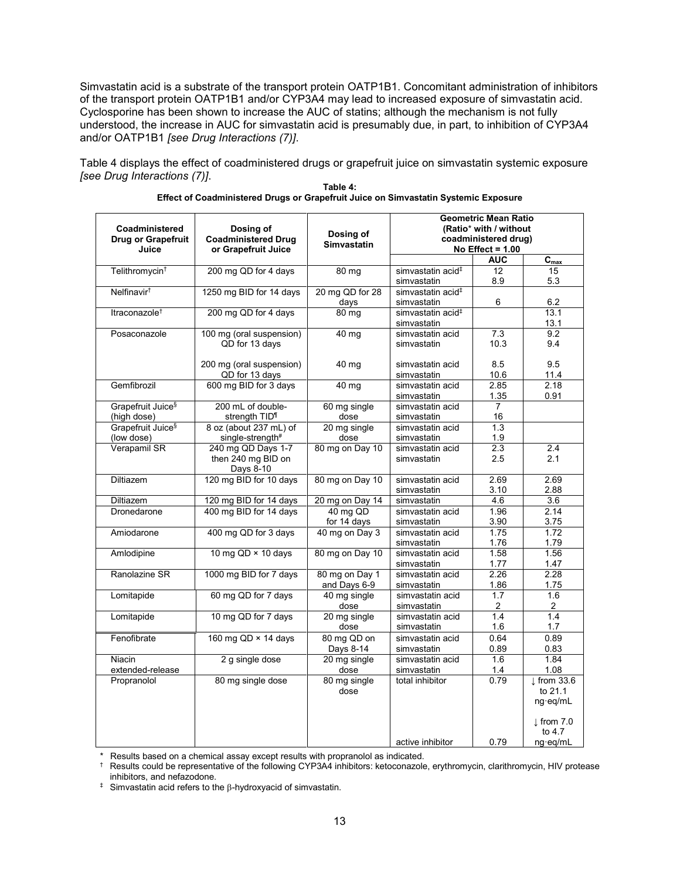Simvastatin acid is a substrate of the transport protein OATP1B1. Concomitant administration of inhibitors of the transport protein OATP1B1 and/or CYP3A4 may lead to increased exposure of simvastatin acid. Cyclosporine has been shown to increase the AUC of statins; although the mechanism is not fully understood, the increase in AUC for simvastatin acid is presumably due, in part, to inhibition of CYP3A4 and/or OATP1B1 *[see Drug Interactions (7)]*.

Table 4 displays the effect of coadministered drugs or grapefruit juice on simvastatin systemic exposure *[see Drug Interactions (7)]*.

**Table 4: Effect of Coadministered Drugs or Grapefruit Juice on Simvastatin Systemic Exposure**

| Coadministered Drug or Grapefruit Juice | Dosing of Coadministered Drug or Grapefruit Juice | Dosing of Simvastatin | Geometric Mean Ratio (Ratio* with / without coadministered drug) No Effect = 1.00 | | |
|---|---|---|---|---|---|
| | | | | AUC | $C_{max}$ |
| Telithromycin† | 200 mg QD for 4 days | 80 mg | simvastatin acid‡ | 12 | 15 |
| | | | simvastatin | 8.9 | 5.3 |
| Nelfinavir† | 1250 mg BID for 14 days | 20 mg QD for 28 days | simvastatin acid‡ | | |
| | | | simvastatin | 6 | 6.2 |
| Itraconazole† | 200 mg QD for 4 days | 80 mg | simvastatin acid‡ | | 13.1 |
| | | | simvastatin | | 13.1 |
| Posaconazole | 100 mg (oral suspension) QD for 13 days | 40 mg | simvastatin acid | 7.3 | 9.2 |
| | | | simvastatin | 10.3 | 9.4 |
| | 200 mg (oral suspension) QD for 13 days | 40 mg | simvastatin acid | 8.5 | 9.5 |
| | | | simvastatin | 10.6 | 11.4 |
| Gemfibrozil | 600 mg BID for 3 days | 40 mg | simvastatin acid | 2.85 | 2.18 |
| | | | simvastatin | 1.35 | 0.91 |
| Grapefruit Juice§ (high dose) | 200 mL of double-strength TID¶ | 60 mg single dose | simvastatin acid | 7 | |
| | | | simvastatin | 16 | |
| Grapefruit Juice§ (low dose) | 8 oz (about 237 mL) of single-strength# | 20 mg single dose | simvastatin acid | 1.3 | |
| | | | simvastatin | 1.9 | |
| Verapamil SR | 240 mg QD Days 1-7 then 240 mg BID on Days 8-10 | 80 mg on Day 10 | simvastatin acid | 2.3 | 2.4 |
| | | | simvastatin | 2.5 | 2.1 |
| Diltiazem | 120 mg BID for 10 days | 80 mg on Day 10 | simvastatin acid | 2.69 | 2.69 |
| | | | simvastatin | 3.10 | 2.88 |
| Diltiazem | 120 mg BID for 14 days | 20 mg on Day 14 | simvastatin | 4.6 | 3.6 |
| Dronedarone | 400 mg BID for 14 days | 40 mg QD for 14 days | simvastatin acid | 1.96 | 2.14 |
| | | | simvastatin | 3.90 | 3.75 |
| Amiodarone | 400 mg QD for 3 days | 40 mg on Day 3 | simvastatin acid | 1.75 | 1.72 |
| | | | simvastatin | 1.76 | 1.79 |
| Amlodipine | 10 mg QD × 10 days | 80 mg on Day 10 | simvastatin acid | 1.58 | 1.56 |
| | | | simvastatin | 1.77 | 1.47 |
| Ranolazine SR | 1000 mg BID for 7 days | 80 mg on Day 1 and Days 6-9 | simvastatin acid | 2.26 | 2.28 |
| | | | simvastatin | 1.86 | 1.75 |
| Lomitapide | 60 mg QD for 7 days | 40 mg single dose | simvastatin acid | 1.7 | 1.6 |
| | | | simvastatin | 2 | 2 |
| Lomitapide | 10 mg QD for 7 days | 20 mg single dose | simvastatin acid | 1.4 | 1.4 |
| | | | simvastatin | 1.6 | 1.7 |
| Fenofibrate | 160 mg QD × 14 days | 80 mg QD on Days 8-14 | simvastatin acid | 0.64 | 0.89 |
| | | | simvastatin | 0.89 | 0.83 |
| Niacin extended-release | 2 g single dose | 20 mg single dose | simvastatin acid | 1.6 | 1.84 |
| | | | simvastatin | 1.4 | 1.08 |
| Propranolol | 80 mg single dose | 80 mg single dose | total inhibitor | 0.79 | ↓ from 33.6 to 21.1 ng·eq/mL |
| | | | active inhibitor | 0.79 | ↓ from 7.0 to 4.7 ng·eq/mL |

\* Results based on a chemical assay except results with propranolol as indicated.

† Results could be representative of the following CYP3A4 inhibitors: ketoconazole, erythromycin, clarithromycin, HIV protease inhibitors, and nefazodone.

‡ Simvastatin acid refers to the β-hydroxyacid of simvastatin.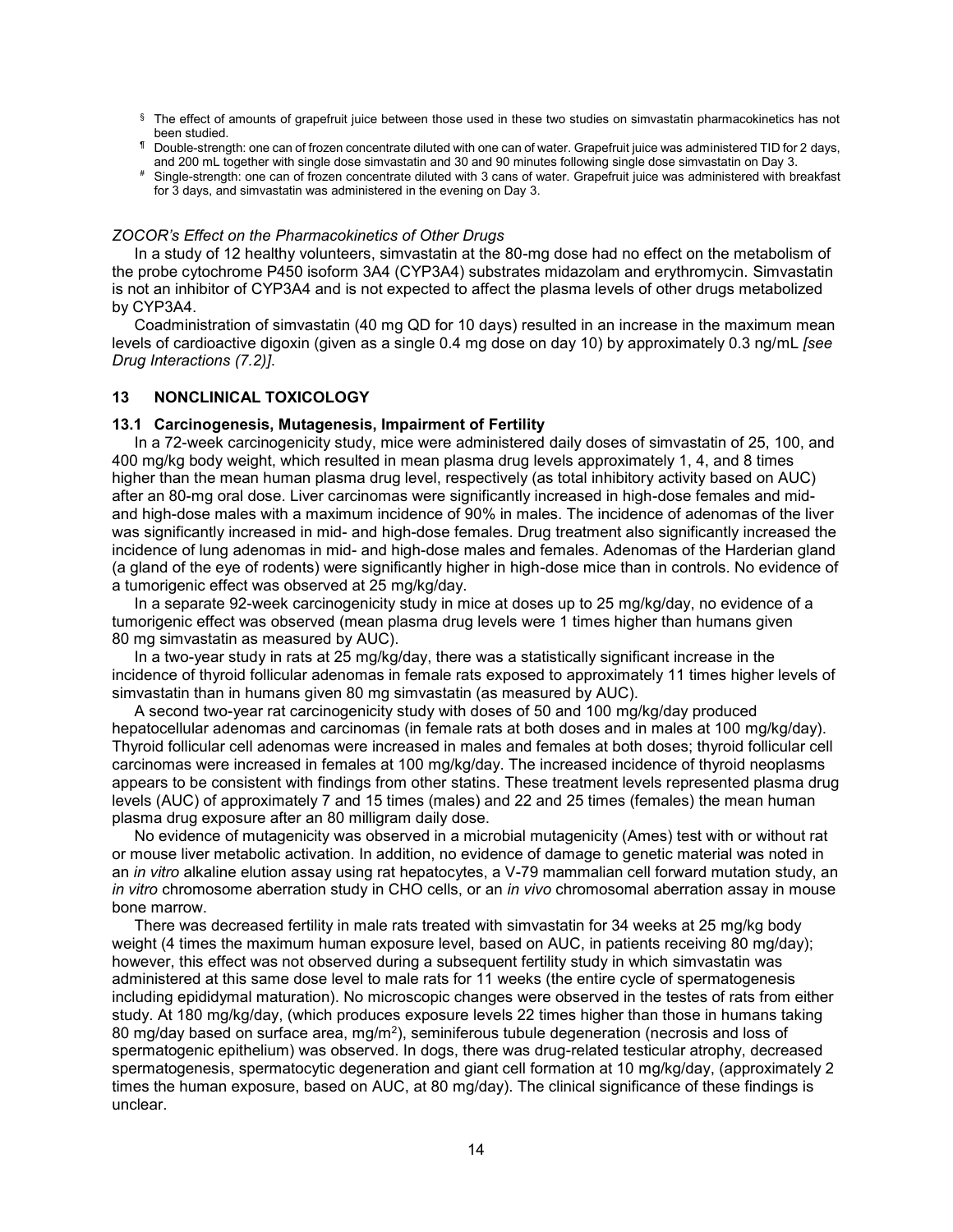§ The effect of amounts of grapefruit juice between those used in these two studies on simvastatin pharmacokinetics has not been studied.

¶ Double-strength: one can of frozen concentrate diluted with one can of water. Grapefruit juice was administered TID for 2 days, and 200 mL together with single dose simvastatin and 30 and 90 minutes following single dose simvastatin on Day 3.

# Single-strength: one can of frozen concentrate diluted with 3 cans of water. Grapefruit juice was administered with breakfast for 3 days, and simvastatin was administered in the evening on Day 3.

*ZOCOR's Effect on the Pharmacokinetics of Other Drugs*

In a study of 12 healthy volunteers, simvastatin at the 80-mg dose had no effect on the metabolism of the probe cytochrome P450 isoform 3A4 (CYP3A4) substrates midazolam and erythromycin. Simvastatin is not an inhibitor of CYP3A4 and is not expected to affect the plasma levels of other drugs metabolized by CYP3A4.

Coadministration of simvastatin (40 mg QD for 10 days) resulted in an increase in the maximum mean levels of cardioactive digoxin (given as a single 0.4 mg dose on day 10) by approximately 0.3 ng/mL *[see Drug Interactions (7.2)]*.

## 13 NONCLINICAL TOXICOLOGY

### 13.1 Carcinogenesis, Mutagenesis, Impairment of Fertility

In a 72-week carcinogenicity study, mice were administered daily doses of simvastatin of 25, 100, and 400 mg/kg body weight, which resulted in mean plasma drug levels approximately 1, 4, and 8 times higher than the mean human plasma drug level, respectively (as total inhibitory activity based on AUC) after an 80-mg oral dose. Liver carcinomas were significantly increased in high-dose females and mid- and high-dose males with a maximum incidence of 90% in males. The incidence of adenomas of the liver was significantly increased in mid- and high-dose females. Drug treatment also significantly increased the incidence of lung adenomas in mid- and high-dose males and females. Adenomas of the Harderian gland (a gland of the eye of rodents) were significantly higher in high-dose mice than in controls. No evidence of a tumorigenic effect was observed at 25 mg/kg/day.

In a separate 92-week carcinogenicity study in mice at doses up to 25 mg/kg/day, no evidence of a tumorigenic effect was observed (mean plasma drug levels were 1 times higher than humans given 80 mg simvastatin as measured by AUC).

In a two-year study in rats at 25 mg/kg/day, there was a statistically significant increase in the incidence of thyroid follicular adenomas in female rats exposed to approximately 11 times higher levels of simvastatin than in humans given 80 mg simvastatin (as measured by AUC).

A second two-year rat carcinogenicity study with doses of 50 and 100 mg/kg/day produced hepatocellular adenomas and carcinomas (in female rats at both doses and in males at 100 mg/kg/day). Thyroid follicular cell adenomas were increased in males and females at both doses; thyroid follicular cell carcinomas were increased in females at 100 mg/kg/day. The increased incidence of thyroid neoplasms appears to be consistent with findings from other statins. These treatment levels represented plasma drug levels (AUC) of approximately 7 and 15 times (males) and 22 and 25 times (females) the mean human plasma drug exposure after an 80 milligram daily dose.

No evidence of mutagenicity was observed in a microbial mutagenicity (Ames) test with or without rat or mouse liver metabolic activation. In addition, no evidence of damage to genetic material was noted in an *in vitro* alkaline elution assay using rat hepatocytes, a V-79 mammalian cell forward mutation study, an *in vitro* chromosome aberration study in CHO cells, or an *in vivo* chromosomal aberration assay in mouse bone marrow.

There was decreased fertility in male rats treated with simvastatin for 34 weeks at 25 mg/kg body weight (4 times the maximum human exposure level, based on AUC, in patients receiving 80 mg/day); however, this effect was not observed during a subsequent fertility study in which simvastatin was administered at this same dose level to male rats for 11 weeks (the entire cycle of spermatogenesis including epididymal maturation). No microscopic changes were observed in the testes of rats from either study. At 180 mg/kg/day, (which produces exposure levels 22 times higher than those in humans taking 80 mg/day based on surface area, mg/m$^2$), seminiferous tubule degeneration (necrosis and loss of spermatogenic epithelium) was observed. In dogs, there was drug-related testicular atrophy, decreased spermatogenesis, spermatocytic degeneration and giant cell formation at 10 mg/kg/day, (approximately 2 times the human exposure, based on AUC, at 80 mg/day). The clinical significance of these findings is unclear.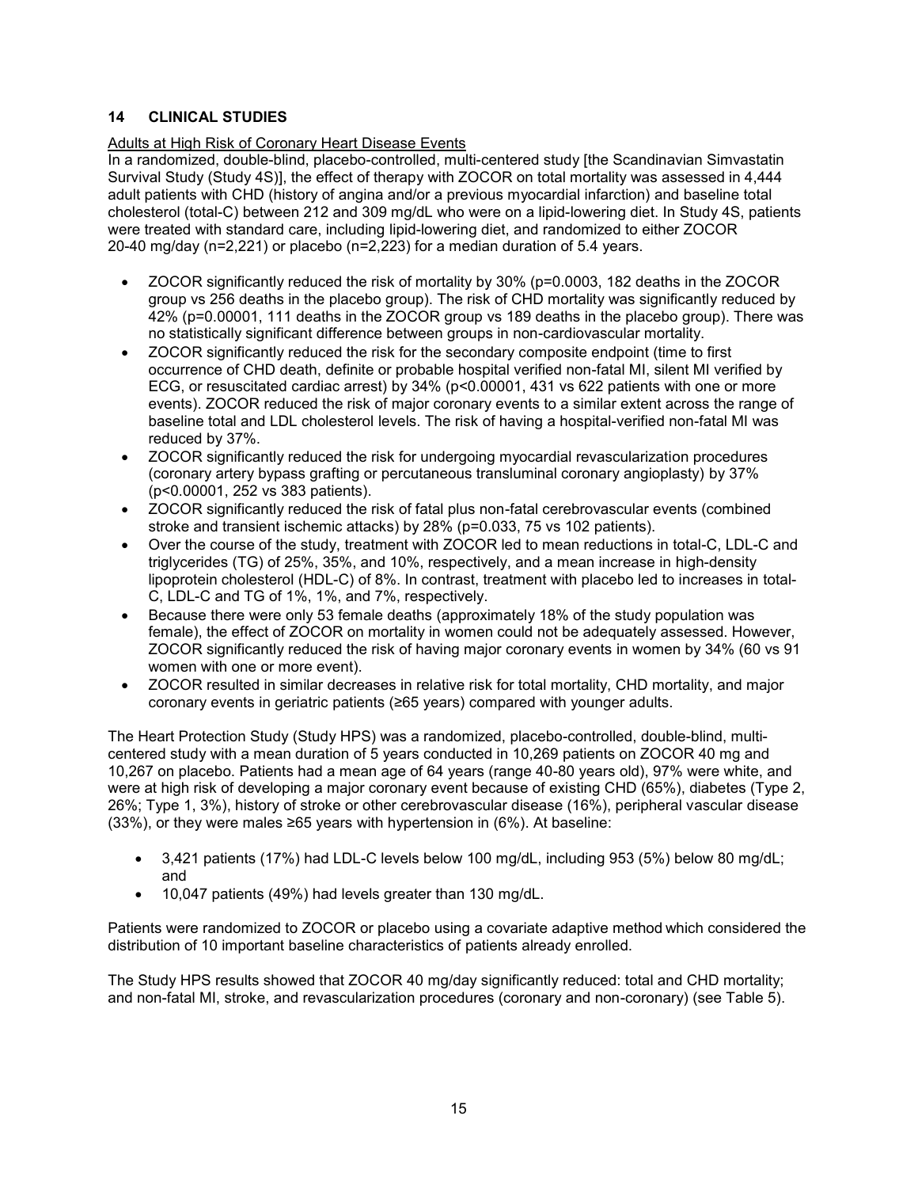## 14 CLINICAL STUDIES

Adults at High Risk of Coronary Heart Disease Events

In a randomized, double-blind, placebo-controlled, multi-centered study [the Scandinavian Simvastatin Survival Study (Study 4S)], the effect of therapy with ZOCOR on total mortality was assessed in 4,444 adult patients with CHD (history of angina and/or a previous myocardial infarction) and baseline total cholesterol (total-C) between 212 and 309 mg/dL who were on a lipid-lowering diet. In Study 4S, patients were treated with standard care, including lipid-lowering diet, and randomized to either ZOCOR 20-40 mg/day (n=2,221) or placebo (n=2,223) for a median duration of 5.4 years.

- ZOCOR significantly reduced the risk of mortality by 30% (p=0.0003, 182 deaths in the ZOCOR group vs 256 deaths in the placebo group). The risk of CHD mortality was significantly reduced by 42% (p=0.00001, 111 deaths in the ZOCOR group vs 189 deaths in the placebo group). There was no statistically significant difference between groups in non-cardiovascular mortality.
- ZOCOR significantly reduced the risk for the secondary composite endpoint (time to first occurrence of CHD death, definite or probable hospital verified non-fatal MI, silent MI verified by ECG, or resuscitated cardiac arrest) by 34% (p<0.00001, 431 vs 622 patients with one or more events). ZOCOR reduced the risk of major coronary events to a similar extent across the range of baseline total and LDL cholesterol levels. The risk of having a hospital-verified non-fatal MI was reduced by 37%.
- ZOCOR significantly reduced the risk for undergoing myocardial revascularization procedures (coronary artery bypass grafting or percutaneous transluminal coronary angioplasty) by 37% (p<0.00001, 252 vs 383 patients).
- ZOCOR significantly reduced the risk of fatal plus non-fatal cerebrovascular events (combined stroke and transient ischemic attacks) by 28% (p=0.033, 75 vs 102 patients).
- Over the course of the study, treatment with ZOCOR led to mean reductions in total-C, LDL-C and triglycerides (TG) of 25%, 35%, and 10%, respectively, and a mean increase in high-density lipoprotein cholesterol (HDL-C) of 8%. In contrast, treatment with placebo led to increases in total-C, LDL-C and TG of 1%, 1%, and 7%, respectively.
- Because there were only 53 female deaths (approximately 18% of the study population was female), the effect of ZOCOR on mortality in women could not be adequately assessed. However, ZOCOR significantly reduced the risk of having major coronary events in women by 34% (60 vs 91 women with one or more event).
- ZOCOR resulted in similar decreases in relative risk for total mortality, CHD mortality, and major coronary events in geriatric patients (≥65 years) compared with younger adults.

The Heart Protection Study (Study HPS) was a randomized, placebo-controlled, double-blind, multi-centered study with a mean duration of 5 years conducted in 10,269 patients on ZOCOR 40 mg and 10,267 on placebo. Patients had a mean age of 64 years (range 40-80 years old), 97% were white, and were at high risk of developing a major coronary event because of existing CHD (65%), diabetes (Type 2, 26%; Type 1, 3%), history of stroke or other cerebrovascular disease (16%), peripheral vascular disease (33%), or they were males ≥65 years with hypertension in (6%). At baseline:

- 3,421 patients (17%) had LDL-C levels below 100 mg/dL, including 953 (5%) below 80 mg/dL; and
- 10,047 patients (49%) had levels greater than 130 mg/dL.

Patients were randomized to ZOCOR or placebo using a covariate adaptive method which considered the distribution of 10 important baseline characteristics of patients already enrolled.

The Study HPS results showed that ZOCOR 40 mg/day significantly reduced: total and CHD mortality; and non-fatal MI, stroke, and revascularization procedures (coronary and non-coronary) (see Table 5).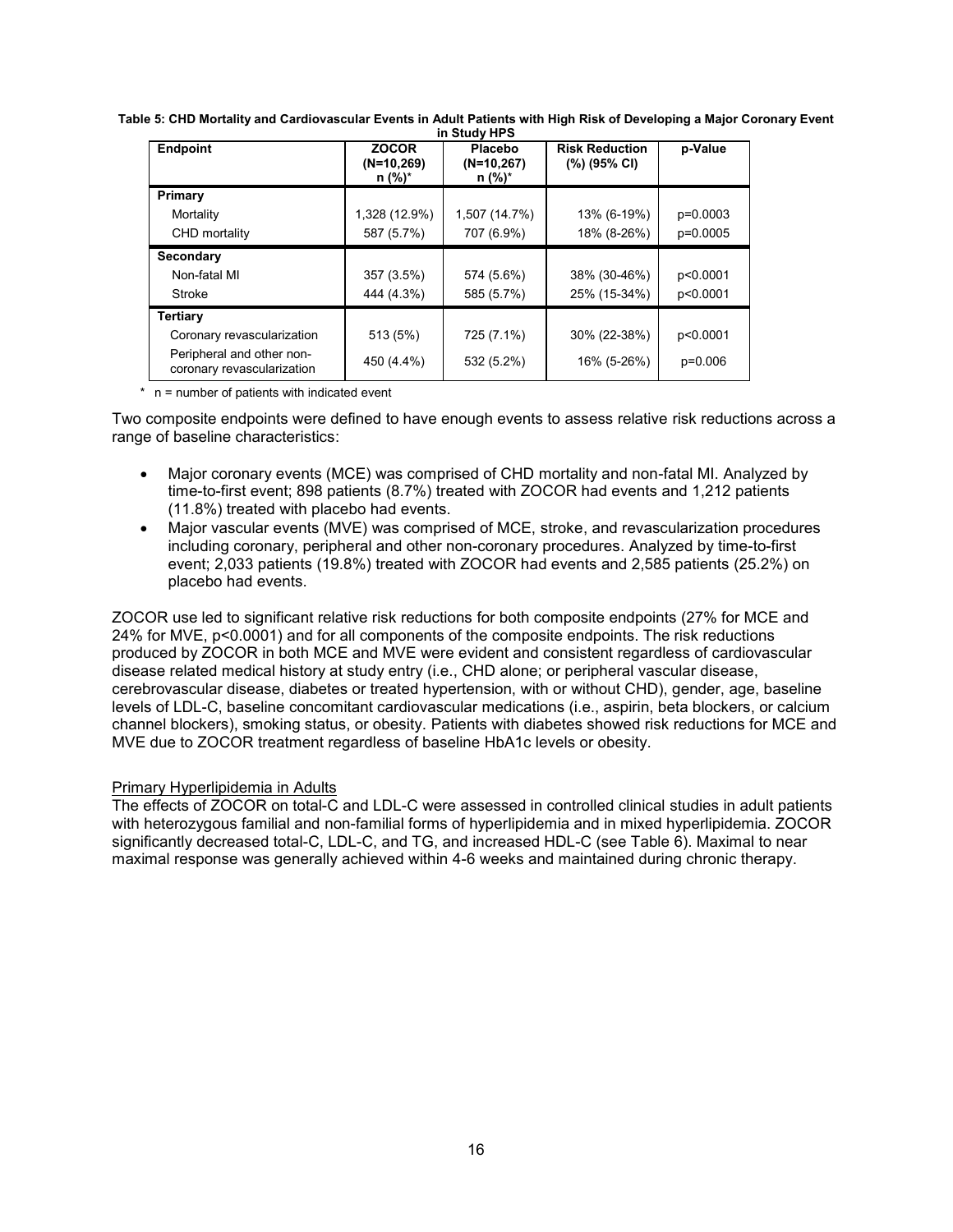**Table 5: CHD Mortality and Cardiovascular Events in Adult Patients with High Risk of Developing a Major Coronary Event in Study HPS**

| Endpoint | ZOCOR (N=10,269) n (%)* | Placebo (N=10,267) n (%)* | Risk Reduction (%) (95% CI) | p-Value |
|---|---|---|---|---|
| **Primary** | | | | |
| Mortality | 1,328 (12.9%) | 1,507 (14.7%) | 13% (6-19%) | p=0.0003 |
| CHD mortality | 587 (5.7%) | 707 (6.9%) | 18% (8-26%) | p=0.0005 |
| **Secondary** | | | | |
| Non-fatal MI | 357 (3.5%) | 574 (5.6%) | 38% (30-46%) | p<0.0001 |
| Stroke | 444 (4.3%) | 585 (5.7%) | 25% (15-34%) | p<0.0001 |
| **Tertiary** | | | | |
| Coronary revascularization | 513 (5%) | 725 (7.1%) | 30% (22-38%) | p<0.0001 |
| Peripheral and other non-coronary revascularization | 450 (4.4%) | 532 (5.2%) | 16% (5-26%) | p=0.006 |

\* n = number of patients with indicated event

Two composite endpoints were defined to have enough events to assess relative risk reductions across a range of baseline characteristics:

- Major coronary events (MCE) was comprised of CHD mortality and non-fatal MI. Analyzed by time-to-first event; 898 patients (8.7%) treated with ZOCOR had events and 1,212 patients (11.8%) treated with placebo had events.
- Major vascular events (MVE) was comprised of MCE, stroke, and revascularization procedures including coronary, peripheral and other non-coronary procedures. Analyzed by time-to-first event; 2,033 patients (19.8%) treated with ZOCOR had events and 2,585 patients (25.2%) on placebo had events.

ZOCOR use led to significant relative risk reductions for both composite endpoints (27% for MCE and 24% for MVE, p<0.0001) and for all components of the composite endpoints. The risk reductions produced by ZOCOR in both MCE and MVE were evident and consistent regardless of cardiovascular disease related medical history at study entry (i.e., CHD alone; or peripheral vascular disease, cerebrovascular disease, diabetes or treated hypertension, with or without CHD), gender, age, baseline levels of LDL-C, baseline concomitant cardiovascular medications (i.e., aspirin, beta blockers, or calcium channel blockers), smoking status, or obesity. Patients with diabetes showed risk reductions for MCE and MVE due to ZOCOR treatment regardless of baseline HbA1c levels or obesity.

Primary Hyperlipidemia in Adults

The effects of ZOCOR on total-C and LDL-C were assessed in controlled clinical studies in adult patients with heterozygous familial and non-familial forms of hyperlipidemia and in mixed hyperlipidemia. ZOCOR significantly decreased total-C, LDL-C, and TG, and increased HDL-C (see Table 6). Maximal to near maximal response was generally achieved within 4-6 weeks and maintained during chronic therapy.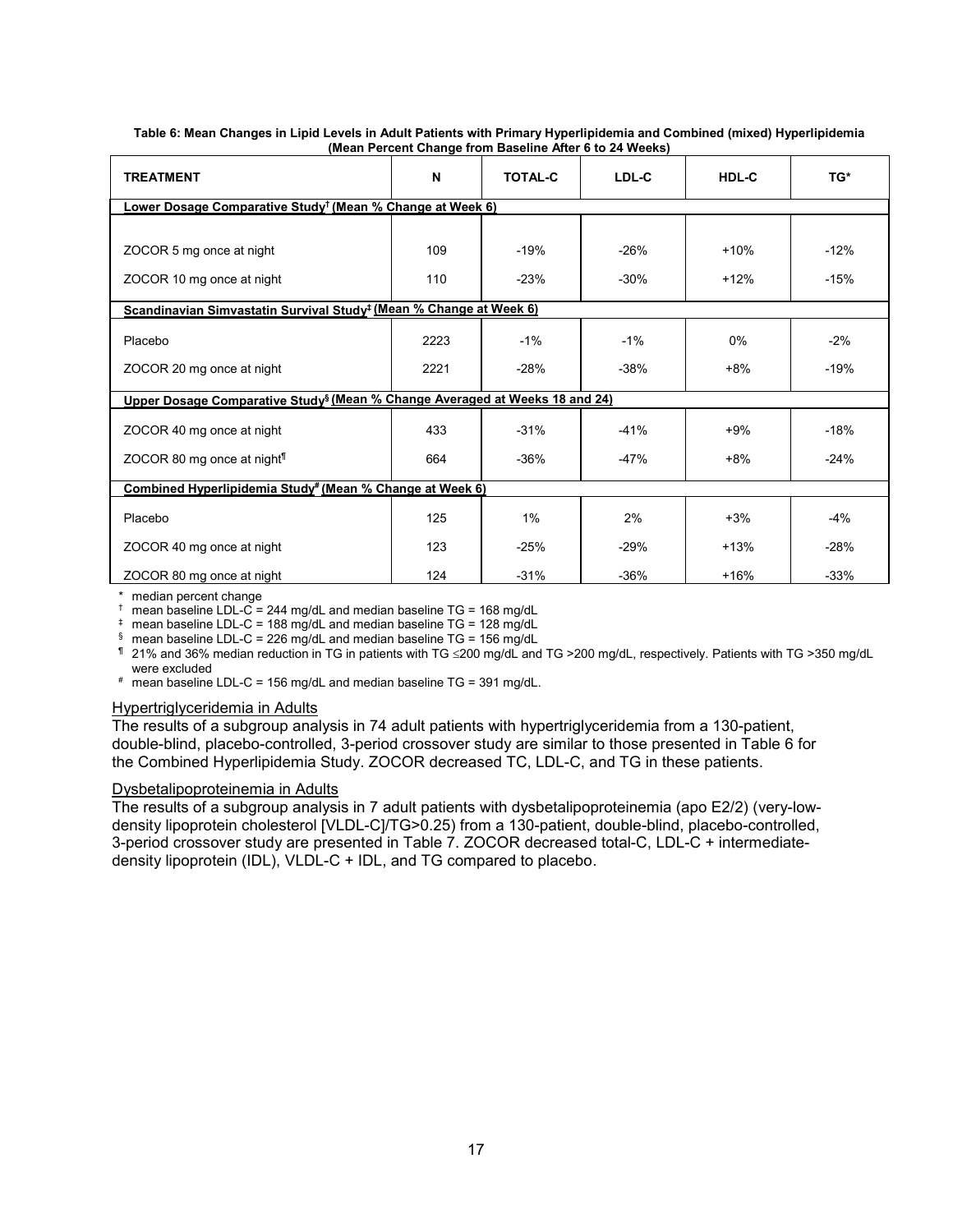**Table 6: Mean Changes in Lipid Levels in Adult Patients with Primary Hyperlipidemia and Combined (mixed) Hyperlipidemia (Mean Percent Change from Baseline After 6 to 24 Weeks)**

| TREATMENT | N | TOTAL-C | LDL-C | HDL-C | TG* |
|---|---|---|---|---|---|
| **Lower Dosage Comparative Study† (Mean % Change at Week 6)** | | | | | |
| ZOCOR 5 mg once at night | 109 | -19% | -26% | +10% | -12% |
| ZOCOR 10 mg once at night | 110 | -23% | -30% | +12% | -15% |
| **Scandinavian Simvastatin Survival Study‡ (Mean % Change at Week 6)** | | | | | |
| Placebo | 2223 | -1% | -1% | 0% | -2% |
| ZOCOR 20 mg once at night | 2221 | -28% | -38% | +8% | -19% |
| **Upper Dosage Comparative Study§ (Mean % Change Averaged at Weeks 18 and 24)** | | | | | |
| ZOCOR 40 mg once at night | 433 | -31% | -41% | +9% | -18% |
| ZOCOR 80 mg once at night¶ | 664 | -36% | -47% | +8% | -24% |
| **Combined Hyperlipidemia Study# (Mean % Change at Week 6)** | | | | | |
| Placebo | 125 | 1% | 2% | +3% | -4% |
| ZOCOR 40 mg once at night | 123 | -25% | -29% | +13% | -28% |
| ZOCOR 80 mg once at night | 124 | -31% | -36% | +16% | -33% |

\* median percent change
† mean baseline LDL-C = 244 mg/dL and median baseline TG = 168 mg/dL
‡ mean baseline LDL-C = 188 mg/dL and median baseline TG = 128 mg/dL
§ mean baseline LDL-C = 226 mg/dL and median baseline TG = 156 mg/dL
¶ 21% and 36% median reduction in TG in patients with TG ≤200 mg/dL and TG >200 mg/dL, respectively. Patients with TG >350 mg/dL were excluded
\# mean baseline LDL-C = 156 mg/dL and median baseline TG = 391 mg/dL.

Hypertriglyceridemia in Adults

The results of a subgroup analysis in 74 adult patients with hypertriglyceridemia from a 130-patient, double-blind, placebo-controlled, 3-period crossover study are similar to those presented in Table 6 for the Combined Hyperlipidemia Study. ZOCOR decreased TC, LDL-C, and TG in these patients.

Dysbetalipoproteinemia in Adults

The results of a subgroup analysis in 7 adult patients with dysbetalipoproteinemia (apo E2/2) (very-low-density lipoprotein cholesterol [VLDL-C]/TG>0.25) from a 130-patient, double-blind, placebo-controlled, 3-period crossover study are presented in Table 7. ZOCOR decreased total-C, LDL-C + intermediate-density lipoprotein (IDL), VLDL-C + IDL, and TG compared to placebo.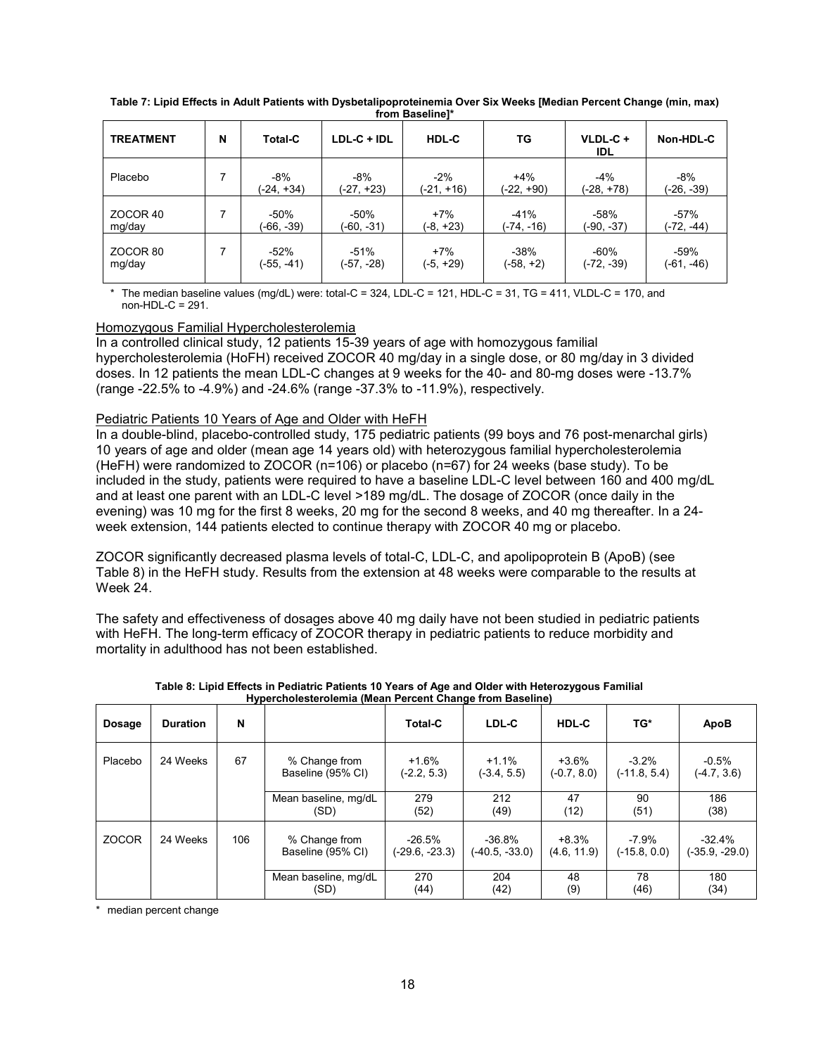**Table 7: Lipid Effects in Adult Patients with Dysbetalipoproteinemia Over Six Weeks [Median Percent Change (min, max) from Baseline]***

| TREATMENT | N | Total-C | LDL-C + IDL | HDL-C | TG | VLDL-C + IDL | Non-HDL-C |
|---|---|---|---|---|---|---|---|
| Placebo | 7 | -8% (-24, +34) | -8% (-27, +23) | -2% (-21, +16) | +4% (-22, +90) | -4% (-28, +78) | -8% (-26, -39) |
| ZOCOR 40 mg/day | 7 | -50% (-66, -39) | -50% (-60, -31) | +7% (-8, +23) | -41% (-74, -16) | -58% (-90, -37) | -57% (-72, -44) |
| ZOCOR 80 mg/day | 7 | -52% (-55, -41) | -51% (-57, -28) | +7% (-5, +29) | -38% (-58, +2) | -60% (-72, -39) | -59% (-61, -46) |

\* The median baseline values (mg/dL) were: total-C = 324, LDL-C = 121, HDL-C = 31, TG = 411, VLDL-C = 170, and non-HDL-C = 291.

Homozygous Familial Hypercholesterolemia

In a controlled clinical study, 12 patients 15-39 years of age with homozygous familial hypercholesterolemia (HoFH) received ZOCOR 40 mg/day in a single dose, or 80 mg/day in 3 divided doses. In 12 patients the mean LDL-C changes at 9 weeks for the 40- and 80-mg doses were -13.7% (range -22.5% to -4.9%) and -24.6% (range -37.3% to -11.9%), respectively.

Pediatric Patients 10 Years of Age and Older with HeFH

In a double-blind, placebo-controlled study, 175 pediatric patients (99 boys and 76 post-menarchal girls) 10 years of age and older (mean age 14 years old) with heterozygous familial hypercholesterolemia (HeFH) were randomized to ZOCOR (n=106) or placebo (n=67) for 24 weeks (base study). To be included in the study, patients were required to have a baseline LDL-C level between 160 and 400 mg/dL and at least one parent with an LDL-C level >189 mg/dL. The dosage of ZOCOR (once daily in the evening) was 10 mg for the first 8 weeks, 20 mg for the second 8 weeks, and 40 mg thereafter. In a 24-week extension, 144 patients elected to continue therapy with ZOCOR 40 mg or placebo.

ZOCOR significantly decreased plasma levels of total-C, LDL-C, and apolipoprotein B (ApoB) (see Table 8) in the HeFH study. Results from the extension at 48 weeks were comparable to the results at Week 24.

The safety and effectiveness of dosages above 40 mg daily have not been studied in pediatric patients with HeFH. The long-term efficacy of ZOCOR therapy in pediatric patients to reduce morbidity and mortality in adulthood has not been established.

**Table 8: Lipid Effects in Pediatric Patients 10 Years of Age and Older with Heterozygous Familial Hypercholesterolemia (Mean Percent Change from Baseline)**

| Dosage | Duration | N | | Total-C | LDL-C | HDL-C | TG* | ApoB |
|---|---|---|---|---|---|---|---|---|
| Placebo | 24 Weeks | 67 | % Change from Baseline (95% CI) | +1.6% (-2.2, 5.3) | +1.1% (-3.4, 5.5) | +3.6% (-0.7, 8.0) | -3.2% (-11.8, 5.4) | -0.5% (-4.7, 3.6) |
| | | | Mean baseline, mg/dL (SD) | 279 (52) | 212 (49) | 47 (12) | 90 (51) | 186 (38) |
| ZOCOR | 24 Weeks | 106 | % Change from Baseline (95% CI) | -26.5% (-29.6, -23.3) | -36.8% (-40.5, -33.0) | +8.3% (4.6, 11.9) | -7.9% (-15.8, 0.0) | -32.4% (-35.9, -29.0) |
| | | | Mean baseline, mg/dL (SD) | 270 (44) | 204 (42) | 48 (9) | 78 (46) | 180 (34) |

\* median percent change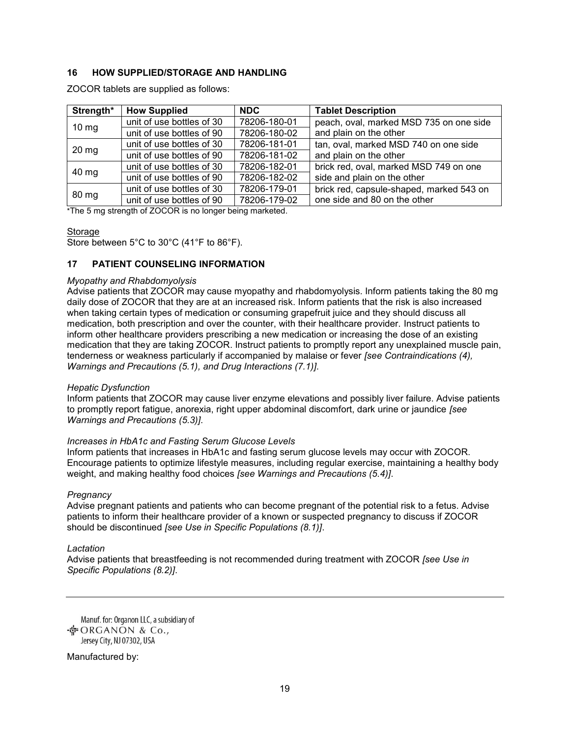## 16 HOW SUPPLIED/STORAGE AND HANDLING

ZOCOR tablets are supplied as follows:

| Strength* | How Supplied | NDC | Tablet Description |
|---|---|---|---|
| 10 mg | unit of use bottles of 30 | 78206-180-01 | peach, oval, marked MSD 735 on one side and plain on the other |
| | unit of use bottles of 90 | 78206-180-02 | |
| 20 mg | unit of use bottles of 30 | 78206-181-01 | tan, oval, marked MSD 740 on one side and plain on the other |
| | unit of use bottles of 90 | 78206-181-02 | |
| 40 mg | unit of use bottles of 30 | 78206-182-01 | brick red, oval, marked MSD 749 on one side and plain on the other |
| | unit of use bottles of 90 | 78206-182-02 | |
| 80 mg | unit of use bottles of 30 | 78206-179-01 | brick red, capsule-shaped, marked 543 on one side and 80 on the other |
| | unit of use bottles of 90 | 78206-179-02 | |

*The 5 mg strength of ZOCOR is no longer being marketed.

Storage

Store between 5°C to 30°C (41°F to 86°F).

## 17 PATIENT COUNSELING INFORMATION

*Myopathy and Rhabdomyolysis*

Advise patients that ZOCOR may cause myopathy and rhabdomyolysis. Inform patients taking the 80 mg daily dose of ZOCOR that they are at an increased risk. Inform patients that the risk is also increased when taking certain types of medication or consuming grapefruit juice and they should discuss all medication, both prescription and over the counter, with their healthcare provider. Instruct patients to inform other healthcare providers prescribing a new medication or increasing the dose of an existing medication that they are taking ZOCOR. Instruct patients to promptly report any unexplained muscle pain, tenderness or weakness particularly if accompanied by malaise or fever *[see Contraindications (4), Warnings and Precautions (5.1), and Drug Interactions (7.1)]*.

*Hepatic Dysfunction*

Inform patients that ZOCOR may cause liver enzyme elevations and possibly liver failure. Advise patients to promptly report fatigue, anorexia, right upper abdominal discomfort, dark urine or jaundice *[see Warnings and Precautions (5.3)]*.

*Increases in HbA1c and Fasting Serum Glucose Levels*

Inform patients that increases in HbA1c and fasting serum glucose levels may occur with ZOCOR. Encourage patients to optimize lifestyle measures, including regular exercise, maintaining a healthy body weight, and making healthy food choices *[see Warnings and Precautions (5.4)]*.

*Pregnancy*

Advise pregnant patients and patients who can become pregnant of the potential risk to a fetus. Advise patients to inform their healthcare provider of a known or suspected pregnancy to discuss if ZOCOR should be discontinued *[see Use in Specific Populations (8.1)]*.

*Lactation*

Advise patients that breastfeeding is not recommended during treatment with ZOCOR *[see Use in Specific Populations (8.2)]*.

---

Manuf. for: Organon LLC, a subsidiary of
ORGANON & Co.,
Jersey City, NJ 07302, USA

Manufactured by: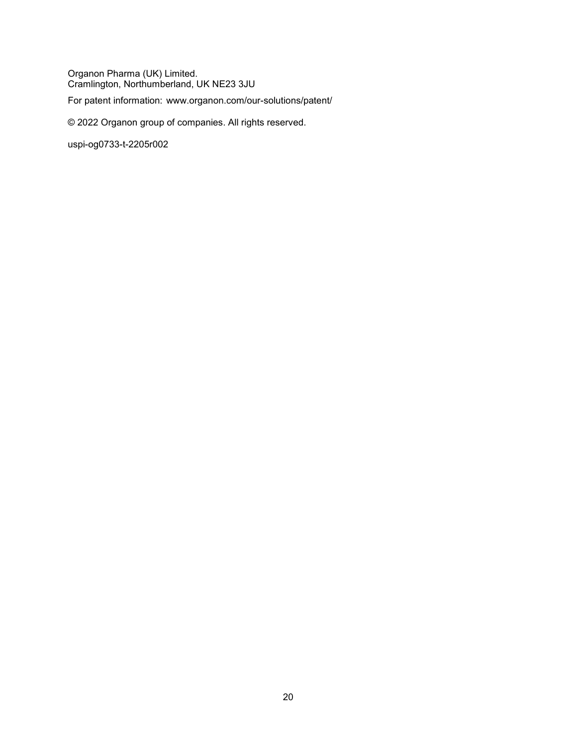Organon Pharma (UK) Limited.
Cramlington, Northumberland, UK NE23 3JU

For patent information: www.organon.com/our-solutions/patent/

© 2022 Organon group of companies. All rights reserved.

uspi-og0733-t-2205r002